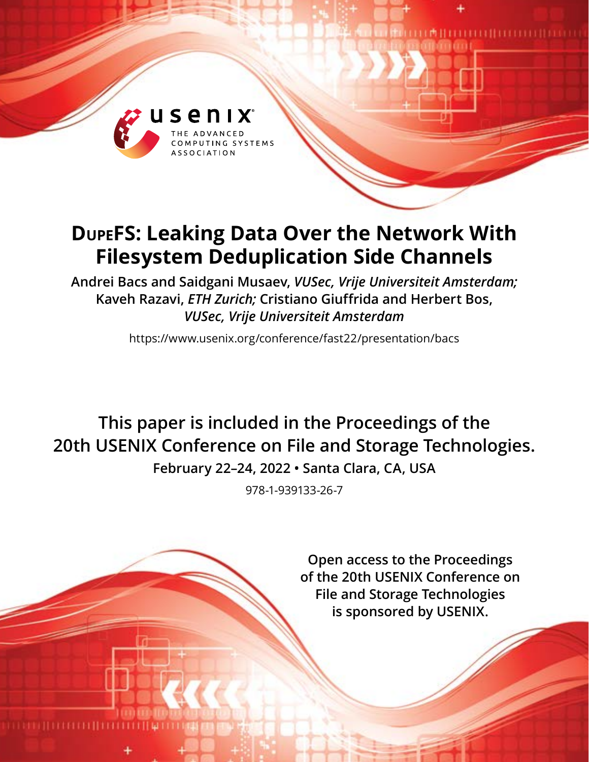# DupeFS: Leaking Data Over the Network With Filesystem Deduplication Side Channels

**Andrei Bacs and Saidgani Musaev,** ***VUSec, Vrije Universiteit Amsterdam;*** **Kaveh Razavi,** ***ETH Zurich;*** **Cristiano Giuffrida and Herbert Bos,** ***VUSec, Vrije Universiteit Amsterdam***

https://www.usenix.org/conference/fast22/presentation/bacs

**This paper is included in the Proceedings of the 20th USENIX Conference on File and Storage Technologies.**

**February 22–24, 2022 • Santa Clara, CA, USA**

978-1-939133-26-7

**Open access to the Proceedings of the 20th USENIX Conference on File and Storage Technologies is sponsored by USENIX.**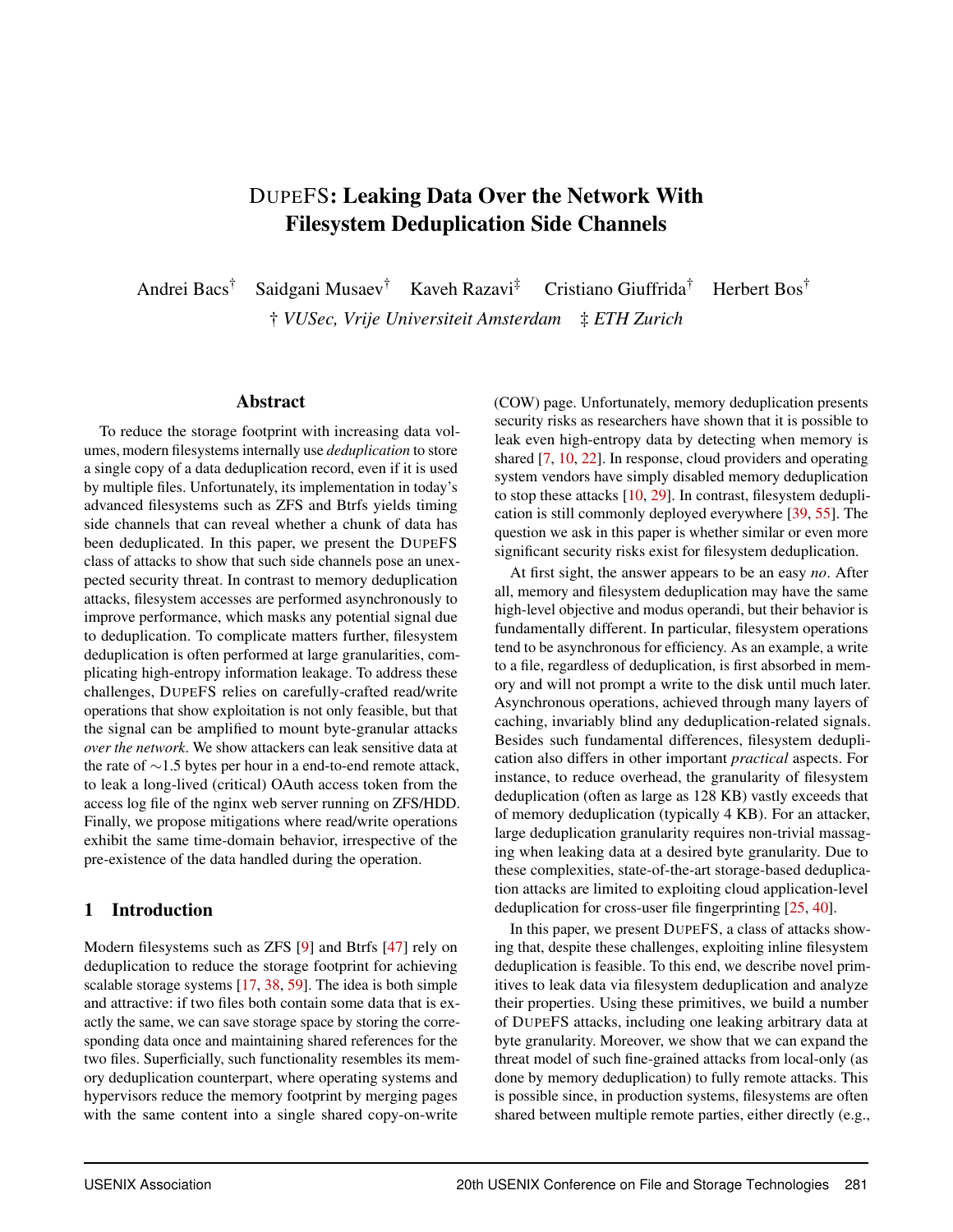# DUPEFS: Leaking Data Over the Network With Filesystem Deduplication Side Channels

Andrei Bacs[†] Saidgani Musaev[†] Kaveh Razavi[‡] Cristiano Giuffrida[†] Herbert Bos[†]

† *VUSec, Vrije Universiteit Amsterdam* ‡ *ETH Zurich*

## Abstract

To reduce the storage footprint with increasing data volumes, modern filesystems internally use *deduplication* to store a single copy of a data deduplication record, even if it is used by multiple files. Unfortunately, its implementation in today's advanced filesystems such as ZFS and Btrfs yields timing side channels that can reveal whether a chunk of data has been deduplicated. In this paper, we present the DUPEFS class of attacks to show that such side channels pose an unexpected security threat. In contrast to memory deduplication attacks, filesystem accesses are performed asynchronously to improve performance, which masks any potential signal due to deduplication. To complicate matters further, filesystem deduplication is often performed at large granularities, complicating high-entropy information leakage. To address these challenges, DUPEFS relies on carefully-crafted read/write operations that show exploitation is not only feasible, but that the signal can be amplified to mount byte-granular attacks *over the network*. We show attackers can leak sensitive data at the rate of ∼1.5 bytes per hour in a end-to-end remote attack, to leak a long-lived (critical) OAuth access token from the access log file of the nginx web server running on ZFS/HDD. Finally, we propose mitigations where read/write operations exhibit the same time-domain behavior, irrespective of the pre-existence of the data handled during the operation.

## 1 Introduction

Modern filesystems such as ZFS [9] and Btrfs [47] rely on deduplication to reduce the storage footprint for achieving scalable storage systems [17, 38, 59]. The idea is both simple and attractive: if two files both contain some data that is exactly the same, we can save storage space by storing the corresponding data once and maintaining shared references for the two files. Superficially, such functionality resembles its memory deduplication counterpart, where operating systems and hypervisors reduce the memory footprint by merging pages with the same content into a single shared copy-on-write (COW) page. Unfortunately, memory deduplication presents security risks as researchers have shown that it is possible to leak even high-entropy data by detecting when memory is shared [7, 10, 22]. In response, cloud providers and operating system vendors have simply disabled memory deduplication to stop these attacks [10, 29]. In contrast, filesystem deduplication is still commonly deployed everywhere [39, 55]. The question we ask in this paper is whether similar or even more significant security risks exist for filesystem deduplication.

At first sight, the answer appears to be an easy *no*. After all, memory and filesystem deduplication may have the same high-level objective and modus operandi, but their behavior is fundamentally different. In particular, filesystem operations tend to be asynchronous for efficiency. As an example, a write to a file, regardless of deduplication, is first absorbed in memory and will not prompt a write to the disk until much later. Asynchronous operations, achieved through many layers of caching, invariably blind any deduplication-related signals. Besides such fundamental differences, filesystem deduplication also differs in other important *practical* aspects. For instance, to reduce overhead, the granularity of filesystem deduplication (often as large as 128 KB) vastly exceeds that of memory deduplication (typically 4 KB). For an attacker, large deduplication granularity requires non-trivial massaging when leaking data at a desired byte granularity. Due to these complexities, state-of-the-art storage-based deduplication attacks are limited to exploiting cloud application-level deduplication for cross-user file fingerprinting [25, 40].

In this paper, we present DUPEFS, a class of attacks showing that, despite these challenges, exploiting inline filesystem deduplication is feasible. To this end, we describe novel primitives to leak data via filesystem deduplication and analyze their properties. Using these primitives, we build a number of DUPEFS attacks, including one leaking arbitrary data at byte granularity. Moreover, we show that we can expand the threat model of such fine-grained attacks from local-only (as done by memory deduplication) to fully remote attacks. This is possible since, in production systems, filesystems are often shared between multiple remote parties, either directly (e.g.,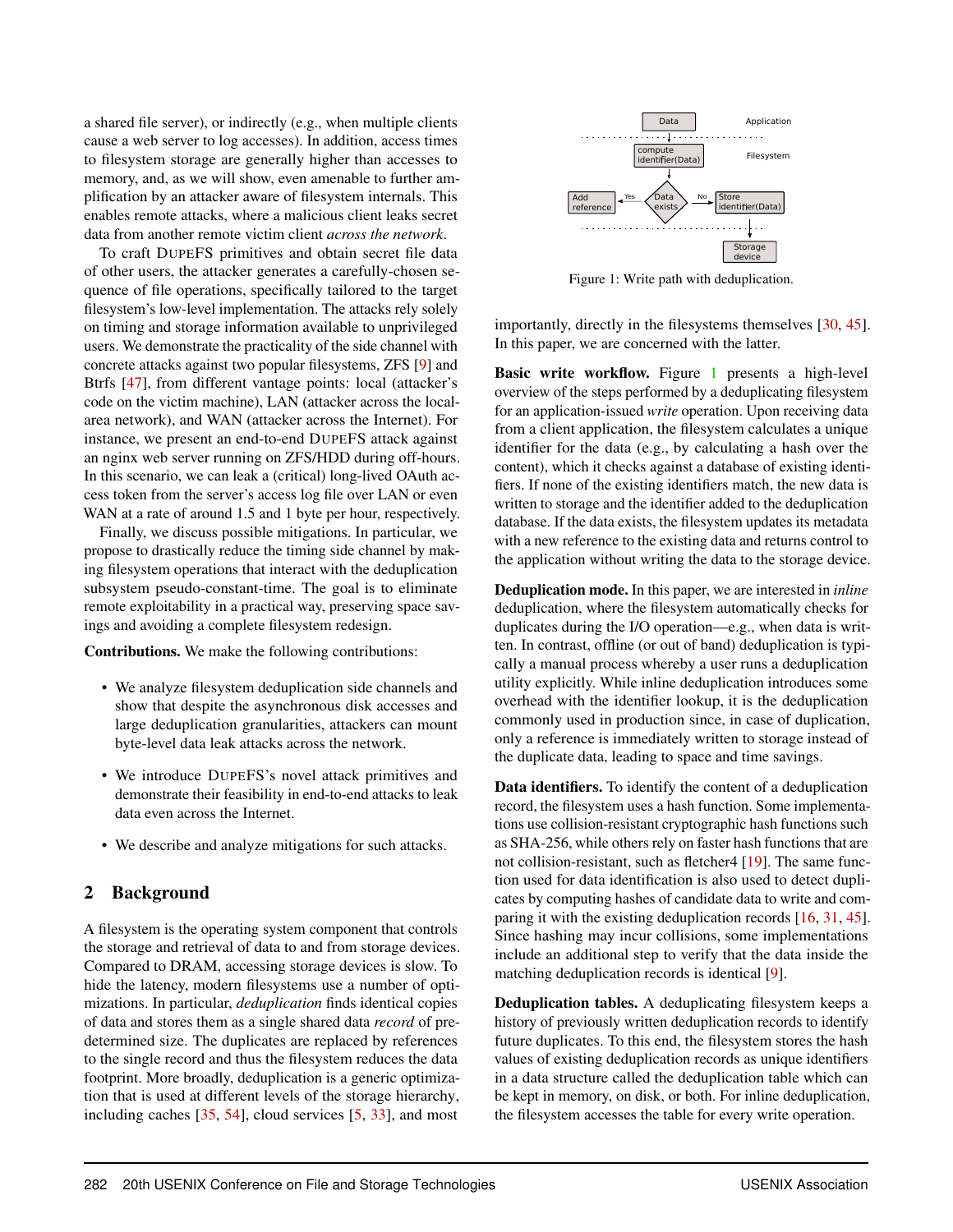a shared file server), or indirectly (e.g., when multiple clients cause a web server to log accesses). In addition, access times to filesystem storage are generally higher than accesses to memory, and, as we will show, even amenable to further amplification by an attacker aware of filesystem internals. This enables remote attacks, where a malicious client leaks secret data from another remote victim client *across the network*.

To craft DUPEFS primitives and obtain secret file data of other users, the attacker generates a carefully-chosen sequence of file operations, specifically tailored to the target filesystem's low-level implementation. The attacks rely solely on timing and storage information available to unprivileged users. We demonstrate the practicality of the side channel with concrete attacks against two popular filesystems, ZFS [9] and Btrfs [47], from different vantage points: local (attacker's code on the victim machine), LAN (attacker across the local-area network), and WAN (attacker across the Internet). For instance, we present an end-to-end DUPEFS attack against an nginx web server running on ZFS/HDD during off-hours. In this scenario, we can leak a (critical) long-lived OAuth access token from the server's access log file over LAN or even WAN at a rate of around 1.5 and 1 byte per hour, respectively.

Finally, we discuss possible mitigations. In particular, we propose to drastically reduce the timing side channel by making filesystem operations that interact with the deduplication subsystem pseudo-constant-time. The goal is to eliminate remote exploitability in a practical way, preserving space savings and avoiding a complete filesystem redesign.

**Contributions.** We make the following contributions:

- We analyze filesystem deduplication side channels and show that despite the asynchronous disk accesses and large deduplication granularities, attackers can mount byte-level data leak attacks across the network.
- We introduce DUPEFS's novel attack primitives and demonstrate their feasibility in end-to-end attacks to leak data even across the Internet.
- We describe and analyze mitigations for such attacks.

## 2 Background

A filesystem is the operating system component that controls the storage and retrieval of data to and from storage devices. Compared to DRAM, accessing storage devices is slow. To hide the latency, modern filesystems use a number of optimizations. In particular, *deduplication* finds identical copies of data and stores them as a single shared data *record* of predetermined size. The duplicates are replaced by references to the single record and thus the filesystem reduces the data footprint. More broadly, deduplication is a generic optimization that is used at different levels of the storage hierarchy, including caches [35, 54], cloud services [5, 33], and most importantly, directly in the filesystems themselves [30, 45]. In this paper, we are concerned with the latter.

Data | Application | compute identifier(Data) | Filesystem | Add reference | Yes | Data exists | No | Store identifier(Data) | Storage device

Figure 1: Write path with deduplication.

**Basic write workflow.** Figure 1 presents a high-level overview of the steps performed by a deduplicating filesystem for an application-issued *write* operation. Upon receiving data from a client application, the filesystem calculates a unique identifier for the data (e.g., by calculating a hash over the content), which it checks against a database of existing identifiers. If none of the existing identifiers match, the new data is written to storage and the identifier added to the deduplication database. If the data exists, the filesystem updates its metadata with a new reference to the existing data and returns control to the application without writing the data to the storage device.

**Deduplication mode.** In this paper, we are interested in *inline* deduplication, where the filesystem automatically checks for duplicates during the I/O operation—e.g., when data is written. In contrast, offline (or out of band) deduplication is typically a manual process whereby a user runs a deduplication utility explicitly. While inline deduplication introduces some overhead with the identifier lookup, it is the deduplication commonly used in production since, in case of duplication, only a reference is immediately written to storage instead of the duplicate data, leading to space and time savings.

**Data identifiers.** To identify the content of a deduplication record, the filesystem uses a hash function. Some implementations use collision-resistant cryptographic hash functions such as SHA-256, while others rely on faster hash functions that are not collision-resistant, such as fletcher4 [19]. The same function used for data identification is also used to detect duplicates by computing hashes of candidate data to write and comparing it with the existing deduplication records [16, 31, 45]. Since hashing may incur collisions, some implementations include an additional step to verify that the data inside the matching deduplication records is identical [9].

**Deduplication tables.** A deduplicating filesystem keeps a history of previously written deduplication records to identify future duplicates. To this end, the filesystem stores the hash values of existing deduplication records as unique identifiers in a data structure called the deduplication table which can be kept in memory, on disk, or both. For inline deduplication, the filesystem accesses the table for every write operation.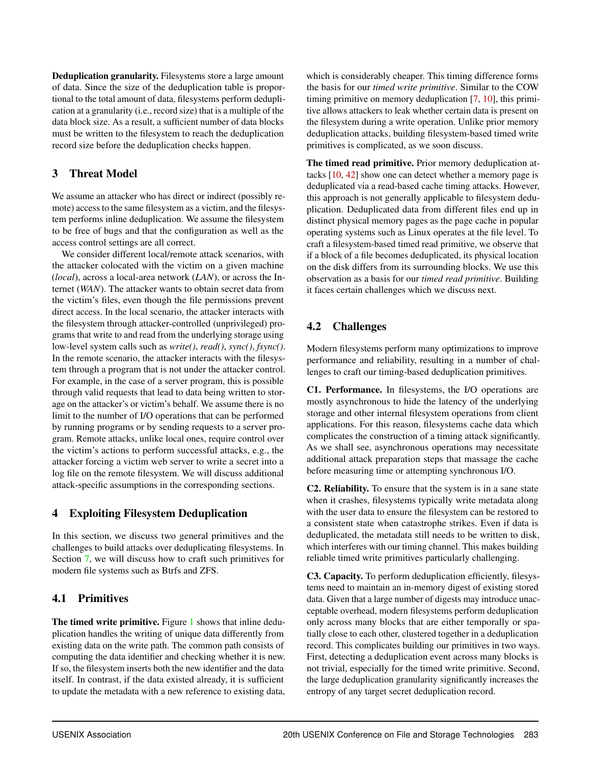**Deduplication granularity.** Filesystems store a large amount of data. Since the size of the deduplication table is proportional to the total amount of data, filesystems perform deduplication at a granularity (i.e., record size) that is a multiple of the data block size. As a result, a sufficient number of data blocks must be written to the filesystem to reach the deduplication record size before the deduplication checks happen.

## 3 Threat Model

We assume an attacker who has direct or indirect (possibly remote) access to the same filesystem as a victim, and the filesystem performs inline deduplication. We assume the filesystem to be free of bugs and that the configuration as well as the access control settings are all correct.

We consider different local/remote attack scenarios, with the attacker colocated with the victim on a given machine (*local*), across a local-area network (*LAN*), or across the Internet (*WAN*). The attacker wants to obtain secret data from the victim's files, even though the file permissions prevent direct access. In the local scenario, the attacker interacts with the filesystem through attacker-controlled (unprivileged) programs that write to and read from the underlying storage using low-level system calls such as *write()*, *read()*, *sync()*, *fsync()*. In the remote scenario, the attacker interacts with the filesystem through a program that is not under the attacker control. For example, in the case of a server program, this is possible through valid requests that lead to data being written to storage on the attacker's or victim's behalf. We assume there is no limit to the number of I/O operations that can be performed by running programs or by sending requests to a server program. Remote attacks, unlike local ones, require control over the victim's actions to perform successful attacks, e.g., the attacker forcing a victim web server to write a secret into a log file on the remote filesystem. We will discuss additional attack-specific assumptions in the corresponding sections.

## 4 Exploiting Filesystem Deduplication

In this section, we discuss two general primitives and the challenges to build attacks over deduplicating filesystems. In Section 7, we will discuss how to craft such primitives for modern file systems such as Btrfs and ZFS.

### 4.1 Primitives

**The timed write primitive.** Figure 1 shows that inline deduplication handles the writing of unique data differently from existing data on the write path. The common path consists of computing the data identifier and checking whether it is new. If so, the filesystem inserts both the new identifier and the data itself. In contrast, if the data existed already, it is sufficient to update the metadata with a new reference to existing data, which is considerably cheaper. This timing difference forms the basis for our *timed write primitive*. Similar to the COW timing primitive on memory deduplication [7, 10], this primitive allows attackers to leak whether certain data is present on the filesystem during a write operation. Unlike prior memory deduplication attacks, building filesystem-based timed write primitives is complicated, as we soon discuss.

**The timed read primitive.** Prior memory deduplication attacks [10, 42] show one can detect whether a memory page is deduplicated via a read-based cache timing attacks. However, this approach is not generally applicable to filesystem deduplication. Deduplicated data from different files end up in distinct physical memory pages as the page cache in popular operating systems such as Linux operates at the file level. To craft a filesystem-based timed read primitive, we observe that if a block of a file becomes deduplicated, its physical location on the disk differs from its surrounding blocks. We use this observation as a basis for our *timed read primitive*. Building it faces certain challenges which we discuss next.

### 4.2 Challenges

Modern filesystems perform many optimizations to improve performance and reliability, resulting in a number of challenges to craft our timing-based deduplication primitives.

**C1. Performance.** In filesystems, the I/O operations are mostly asynchronous to hide the latency of the underlying storage and other internal filesystem operations from client applications. For this reason, filesystems cache data which complicates the construction of a timing attack significantly. As we shall see, asynchronous operations may necessitate additional attack preparation steps that massage the cache before measuring time or attempting synchronous I/O.

**C2. Reliability.** To ensure that the system is in a sane state when it crashes, filesystems typically write metadata along with the user data to ensure the filesystem can be restored to a consistent state when catastrophe strikes. Even if data is deduplicated, the metadata still needs to be written to disk, which interferes with our timing channel. This makes building reliable timed write primitives particularly challenging.

**C3. Capacity.** To perform deduplication efficiently, filesystems need to maintain an in-memory digest of existing stored data. Given that a large number of digests may introduce unacceptable overhead, modern filesystems perform deduplication only across many blocks that are either temporally or spatially close to each other, clustered together in a deduplication record. This complicates building our primitives in two ways. First, detecting a deduplication event across many blocks is not trivial, especially for the timed write primitive. Second, the large deduplication granularity significantly increases the entropy of any target secret deduplication record.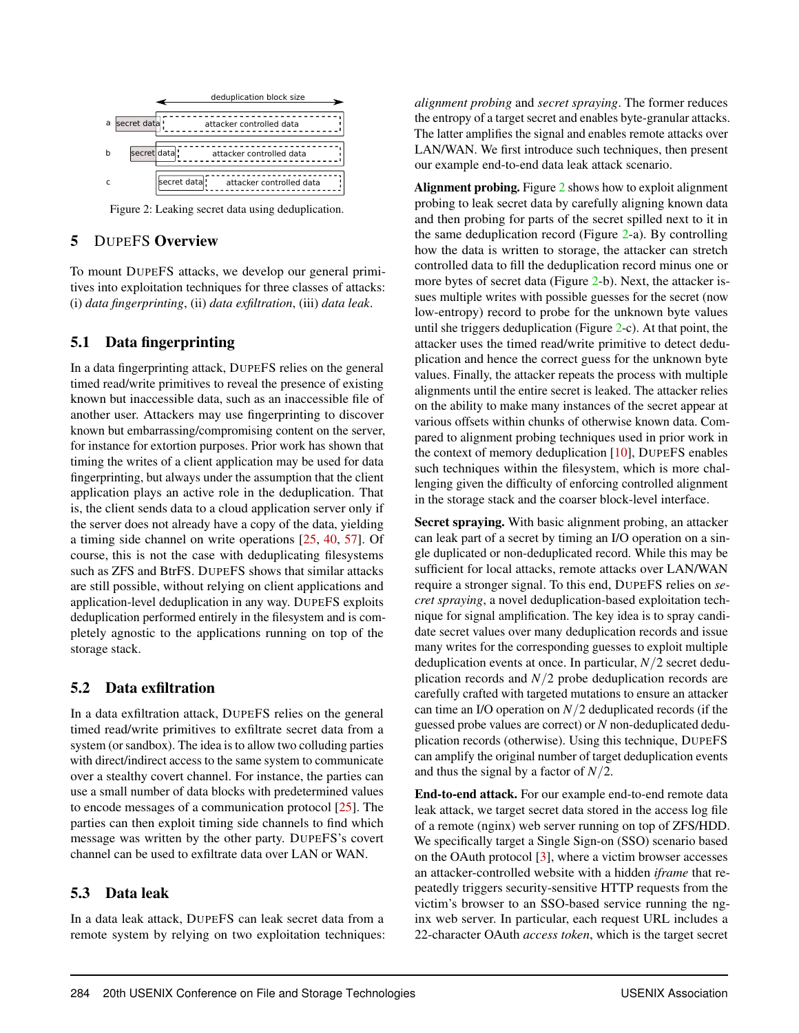deduplication block size

a secret data attacker controlled data

b secret data attacker controlled data

c secret data attacker controlled data

Figure 2: Leaking secret data using deduplication.

## 5 DUPEFS Overview

To mount DUPEFS attacks, we develop our general primitives into exploitation techniques for three classes of attacks: (i) *data fingerprinting*, (ii) *data exfiltration*, (iii) *data leak*.

### 5.1 Data fingerprinting

In a data fingerprinting attack, DUPEFS relies on the general timed read/write primitives to reveal the presence of existing known but inaccessible data, such as an inaccessible file of another user. Attackers may use fingerprinting to discover known but embarrassing/compromising content on the server, for instance for extortion purposes. Prior work has shown that timing the writes of a client application may be used for data fingerprinting, but always under the assumption that the client application plays an active role in the deduplication. That is, the client sends data to a cloud application server only if the server does not already have a copy of the data, yielding a timing side channel on write operations [25, 40, 57]. Of course, this is not the case with deduplicating filesystems such as ZFS and BtrFS. DUPEFS shows that similar attacks are still possible, without relying on client applications and application-level deduplication in any way. DUPEFS exploits deduplication performed entirely in the filesystem and is completely agnostic to the applications running on top of the storage stack.

### 5.2 Data exfiltration

In a data exfiltration attack, DUPEFS relies on the general timed read/write primitives to exfiltrate secret data from a system (or sandbox). The idea is to allow two colluding parties with direct/indirect access to the same system to communicate over a stealthy covert channel. For instance, the parties can use a small number of data blocks with predetermined values to encode messages of a communication protocol [25]. The parties can then exploit timing side channels to find which message was written by the other party. DUPEFS's covert channel can be used to exfiltrate data over LAN or WAN.

### 5.3 Data leak

In a data leak attack, DUPEFS can leak secret data from a remote system by relying on two exploitation techniques: *alignment probing* and *secret spraying*. The former reduces the entropy of a target secret and enables byte-granular attacks. The latter amplifies the signal and enables remote attacks over LAN/WAN. We first introduce such techniques, then present our example end-to-end data leak attack scenario.

**Alignment probing.** Figure 2 shows how to exploit alignment probing to leak secret data by carefully aligning known data and then probing for parts of the secret spilled next to it in the same deduplication record (Figure 2-a). By controlling how the data is written to storage, the attacker can stretch controlled data to fill the deduplication record minus one or more bytes of secret data (Figure 2-b). Next, the attacker issues multiple writes with possible guesses for the secret (now low-entropy) record to probe for the unknown byte values until she triggers deduplication (Figure 2-c). At that point, the attacker uses the timed read/write primitive to detect deduplication and hence the correct guess for the unknown byte values. Finally, the attacker repeats the process with multiple alignments until the entire secret is leaked. The attacker relies on the ability to make many instances of the secret appear at various offsets within chunks of otherwise known data. Compared to alignment probing techniques used in prior work in the context of memory deduplication [10], DUPEFS enables such techniques within the filesystem, which is more challenging given the difficulty of enforcing controlled alignment in the storage stack and the coarser block-level interface.

**Secret spraying.** With basic alignment probing, an attacker can leak part of a secret by timing an I/O operation on a single duplicated or non-deduplicated record. While this may be sufficient for local attacks, remote attacks over LAN/WAN require a stronger signal. To this end, DUPEFS relies on *secret spraying*, a novel deduplication-based exploitation technique for signal amplification. The key idea is to spray candidate secret values over many deduplication records and issue many writes for the corresponding guesses to exploit multiple deduplication events at once. In particular, $N/2$ secret deduplication records and $N/2$ probe deduplication records are carefully crafted with targeted mutations to ensure an attacker can time an I/O operation on $N/2$ deduplicated records (if the guessed probe values are correct) or $N$ non-deduplicated deduplication records (otherwise). Using this technique, DUPEFS can amplify the original number of target deduplication events and thus the signal by a factor of $N/2$.

**End-to-end attack.** For our example end-to-end remote data leak attack, we target secret data stored in the access log file of a remote (nginx) web server running on top of ZFS/HDD. We specifically target a Single Sign-on (SSO) scenario based on the OAuth protocol [3], where a victim browser accesses an attacker-controlled website with a hidden *iframe* that repeatedly triggers security-sensitive HTTP requests from the victim's browser to an SSO-based service running the nginx web server. In particular, each request URL includes a 22-character OAuth *access token*, which is the target secret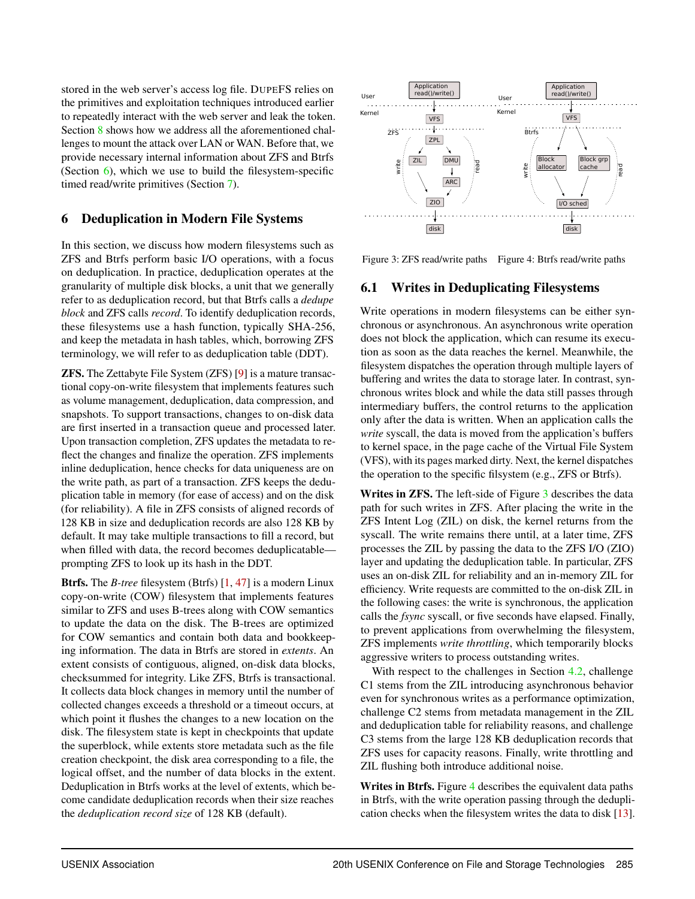stored in the web server's access log file. DUPEFS relies on the primitives and exploitation techniques introduced earlier to repeatedly interact with the web server and leak the token. Section 8 shows how we address all the aforementioned challenges to mount the attack over LAN or WAN. Before that, we provide necessary internal information about ZFS and Btrfs (Section 6), which we use to build the filesystem-specific timed read/write primitives (Section 7).

## 6 Deduplication in Modern File Systems

In this section, we discuss how modern filesystems such as ZFS and Btrfs perform basic I/O operations, with a focus on deduplication. In practice, deduplication operates at the granularity of multiple disk blocks, a unit that we generally refer to as deduplication record, but that Btrfs calls a *dedupe block* and ZFS calls *record*. To identify deduplication records, these filesystems use a hash function, typically SHA-256, and keep the metadata in hash tables, which, borrowing ZFS terminology, we will refer to as deduplication table (DDT).

**ZFS.** The Zettabyte File System (ZFS) [9] is a mature transactional copy-on-write filesystem that implements features such as volume management, deduplication, data compression, and snapshots. To support transactions, changes to on-disk data are first inserted in a transaction queue and processed later. Upon transaction completion, ZFS updates the metadata to reflect the changes and finalize the operation. ZFS implements inline deduplication, hence checks for data uniqueness are on the write path, as part of a transaction. ZFS keeps the deduplication table in memory (for ease of access) and on the disk (for reliability). A file in ZFS consists of aligned records of 128 KB in size and deduplication records are also 128 KB by default. It may take multiple transactions to fill a record, but when filled with data, the record becomes deduplicatable—prompting ZFS to look up its hash in the DDT.

**Btrfs.** The *B-tree* filesystem (Btrfs) [1, 47] is a modern Linux copy-on-write (COW) filesystem that implements features similar to ZFS and uses B-trees along with COW semantics to update the data on the disk. The B-trees are optimized for COW semantics and contain both data and bookkeeping information. The data in Btrfs are stored in *extents*. An extent consists of contiguous, aligned, on-disk data blocks, checksummed for integrity. Like ZFS, Btrfs is transactional. It collects data block changes in memory until the number of collected changes exceeds a threshold or a timeout occurs, at which point it flushes the changes to a new location on the disk. The filesystem state is kept in checkpoints that update the superblock, while extents store metadata such as the file creation checkpoint, the disk area corresponding to a file, the logical offset, and the number of data blocks in the extent. Deduplication in Btrfs works at the level of extents, which become candidate deduplication records when their size reaches the *deduplication record size* of 128 KB (default).

Figure 3: ZFS read/write paths Figure 4: Btrfs read/write paths

### 6.1 Writes in Deduplicating Filesystems

Write operations in modern filesystems can be either synchronous or asynchronous. An asynchronous write operation does not block the application, which can resume its execution as soon as the data reaches the kernel. Meanwhile, the filesystem dispatches the operation through multiple layers of buffering and writes the data to storage later. In contrast, synchronous writes block and while the data still passes through intermediary buffers, the control returns to the application only after the data is written. When an application calls the *write* syscall, the data is moved from the application's buffers to kernel space, in the page cache of the Virtual File System (VFS), with its pages marked dirty. Next, the kernel dispatches the operation to the specific filsystem (e.g., ZFS or Btrfs).

**Writes in ZFS.** The left-side of Figure 3 describes the data path for such writes in ZFS. After placing the write in the ZFS Intent Log (ZIL) on disk, the kernel returns from the syscall. The write remains there until, at a later time, ZFS processes the ZIL by passing the data to the ZFS I/O (ZIO) layer and updating the deduplication table. In particular, ZFS uses an on-disk ZIL for reliability and an in-memory ZIL for efficiency. Write requests are committed to the on-disk ZIL in the following cases: the write is synchronous, the application calls the *fsync* syscall, or five seconds have elapsed. Finally, to prevent applications from overwhelming the filesystem, ZFS implements *write throttling*, which temporarily blocks aggressive writers to process outstanding writes.

With respect to the challenges in Section 4.2, challenge C1 stems from the ZIL introducing asynchronous behavior even for synchronous writes as a performance optimization, challenge C2 stems from metadata management in the ZIL and deduplication table for reliability reasons, and challenge C3 stems from the large 128 KB deduplication records that ZFS uses for capacity reasons. Finally, write throttling and ZIL flushing both introduce additional noise.

**Writes in Btrfs.** Figure 4 describes the equivalent data paths in Btrfs, with the write operation passing through the deduplication checks when the filesystem writes the data to disk [13].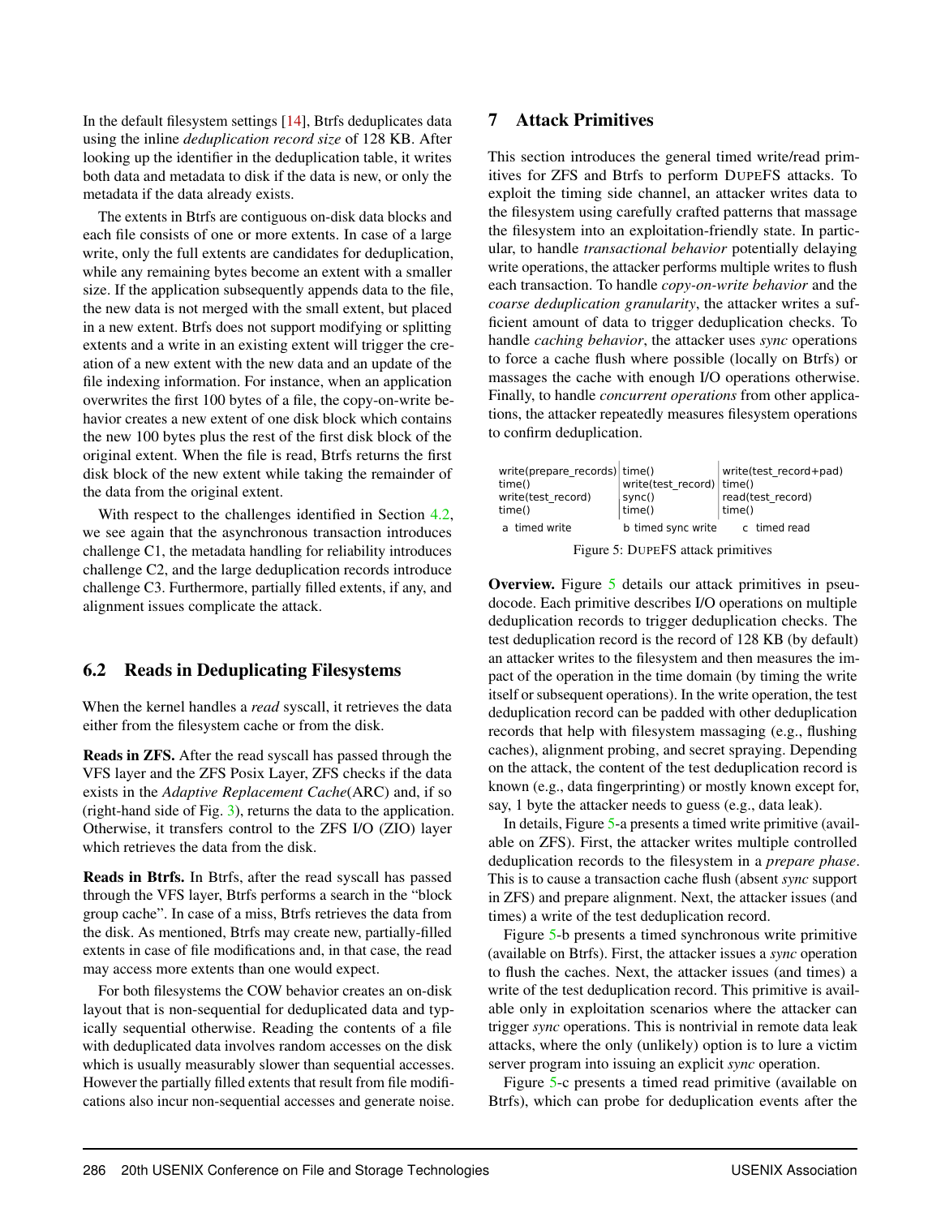In the default filesystem settings [14], Btrfs deduplicates data using the inline *deduplication record size* of 128 KB. After looking up the identifier in the deduplication table, it writes both data and metadata to disk if the data is new, or only the metadata if the data already exists.

The extents in Btrfs are contiguous on-disk data blocks and each file consists of one or more extents. In case of a large write, only the full extents are candidates for deduplication, while any remaining bytes become an extent with a smaller size. If the application subsequently appends data to the file, the new data is not merged with the small extent, but placed in a new extent. Btrfs does not support modifying or splitting extents and a write in an existing extent will trigger the creation of a new extent with the new data and an update of the file indexing information. For instance, when an application overwrites the first 100 bytes of a file, the copy-on-write behavior creates a new extent of one disk block which contains the new 100 bytes plus the rest of the first disk block of the original extent. When the file is read, Btrfs returns the first disk block of the new extent while taking the remainder of the data from the original extent.

With respect to the challenges identified in Section 4.2, we see again that the asynchronous transaction introduces challenge C1, the metadata handling for reliability introduces challenge C2, and the large deduplication records introduce challenge C3. Furthermore, partially filled extents, if any, and alignment issues complicate the attack.

## 6.2 Reads in Deduplicating Filesystems

When the kernel handles a *read* syscall, it retrieves the data either from the filesystem cache or from the disk.

**Reads in ZFS.** After the read syscall has passed through the VFS layer and the ZFS Posix Layer, ZFS checks if the data exists in the *Adaptive Replacement Cache*(ARC) and, if so (right-hand side of Fig. 3), returns the data to the application. Otherwise, it transfers control to the ZFS I/O (ZIO) layer which retrieves the data from the disk.

**Reads in Btrfs.** In Btrfs, after the read syscall has passed through the VFS layer, Btrfs performs a search in the "block group cache". In case of a miss, Btrfs retrieves the data from the disk. As mentioned, Btrfs may create new, partially-filled extents in case of file modifications and, in that case, the read may access more extents than one would expect.

For both filesystems the COW behavior creates an on-disk layout that is non-sequential for deduplicated data and typically sequential otherwise. Reading the contents of a file with deduplicated data involves random accesses on the disk which is usually measurably slower than sequential accesses. However the partially filled extents that result from file modifications also incur non-sequential accesses and generate noise.

# 7 Attack Primitives

This section introduces the general timed write/read primitives for ZFS and Btrfs to perform DupeFS attacks. To exploit the timing side channel, an attacker writes data to the filesystem using carefully crafted patterns that massage the filesystem into an exploitation-friendly state. In particular, to handle *transactional behavior* potentially delaying write operations, the attacker performs multiple writes to flush each transaction. To handle *copy-on-write behavior* and the *coarse deduplication granularity*, the attacker writes a sufficient amount of data to trigger deduplication checks. To handle *caching behavior*, the attacker uses *sync* operations to force a cache flush where possible (locally on Btrfs) or massages the cache with enough I/O operations otherwise. Finally, to handle *concurrent operations* from other applications, the attacker repeatedly measures filesystem operations to confirm deduplication.

| a timed write | b timed sync write | c timed read |
|---|---|---|
| write(prepare_records)<br>time()<br>write(test_record)<br>time() | time()<br>write(test_record)<br>sync()<br>time() | write(test_record+pad)<br>time()<br>read(test_record)<br>time() |

Figure 5: DupeFS attack primitives

**Overview.** Figure 5 details our attack primitives in pseudocode. Each primitive describes I/O operations on multiple deduplication records to trigger deduplication checks. The test deduplication record is the record of 128 KB (by default) an attacker writes to the filesystem and then measures the impact of the operation in the time domain (by timing the write itself or subsequent operations). In the write operation, the test deduplication record can be padded with other deduplication records that help with filesystem massaging (e.g., flushing caches), alignment probing, and secret spraying. Depending on the attack, the content of the test deduplication record is known (e.g., data fingerprinting) or mostly known except for, say, 1 byte the attacker needs to guess (e.g., data leak).

In details, Figure 5-a presents a timed write primitive (available on ZFS). First, the attacker writes multiple controlled deduplication records to the filesystem in a *prepare phase*. This is to cause a transaction cache flush (absent *sync* support in ZFS) and prepare alignment. Next, the attacker issues (and times) a write of the test deduplication record.

Figure 5-b presents a timed synchronous write primitive (available on Btrfs). First, the attacker issues a *sync* operation to flush the caches. Next, the attacker issues (and times) a write of the test deduplication record. This primitive is available only in exploitation scenarios where the attacker can trigger *sync* operations. This is nontrivial in remote data leak attacks, where the only (unlikely) option is to lure a victim server program into issuing an explicit *sync* operation.

Figure 5-c presents a timed read primitive (available on Btrfs), which can probe for deduplication events after the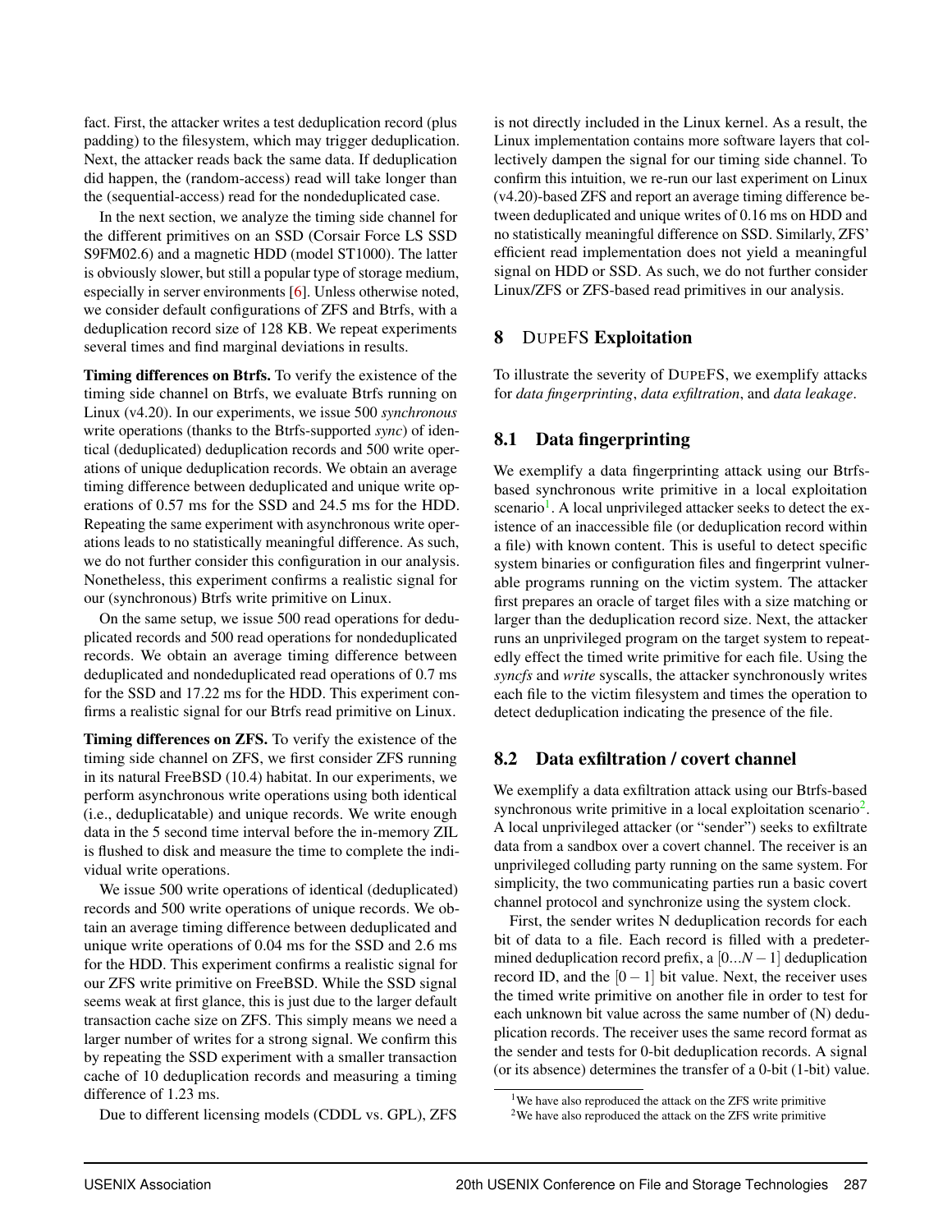fact. First, the attacker writes a test deduplication record (plus padding) to the filesystem, which may trigger deduplication. Next, the attacker reads back the same data. If deduplication did happen, the (random-access) read will take longer than the (sequential-access) read for the nondeduplicated case.

In the next section, we analyze the timing side channel for the different primitives on an SSD (Corsair Force LS SSD S9FM02.6) and a magnetic HDD (model ST1000). The latter is obviously slower, but still a popular type of storage medium, especially in server environments [6]. Unless otherwise noted, we consider default configurations of ZFS and Btrfs, with a deduplication record size of 128 KB. We repeat experiments several times and find marginal deviations in results.

**Timing differences on Btrfs.** To verify the existence of the timing side channel on Btrfs, we evaluate Btrfs running on Linux (v4.20). In our experiments, we issue 500 *synchronous* write operations (thanks to the Btrfs-supported *sync*) of identical (deduplicated) deduplication records and 500 write operations of unique deduplication records. We obtain an average timing difference between deduplicated and unique write operations of 0.57 ms for the SSD and 24.5 ms for the HDD. Repeating the same experiment with asynchronous write operations leads to no statistically meaningful difference. As such, we do not further consider this configuration in our analysis. Nonetheless, this experiment confirms a realistic signal for our (synchronous) Btrfs write primitive on Linux.

On the same setup, we issue 500 read operations for deduplicated records and 500 read operations for nondeduplicated records. We obtain an average timing difference between deduplicated and nondeduplicated read operations of 0.7 ms for the SSD and 17.22 ms for the HDD. This experiment confirms a realistic signal for our Btrfs read primitive on Linux.

**Timing differences on ZFS.** To verify the existence of the timing side channel on ZFS, we first consider ZFS running in its natural FreeBSD (10.4) habitat. In our experiments, we perform asynchronous write operations using both identical (i.e., deduplicatable) and unique records. We write enough data in the 5 second time interval before the in-memory ZIL is flushed to disk and measure the time to complete the individual write operations.

We issue 500 write operations of identical (deduplicated) records and 500 write operations of unique records. We obtain an average timing difference between deduplicated and unique write operations of 0.04 ms for the SSD and 2.6 ms for the HDD. This experiment confirms a realistic signal for our ZFS write primitive on FreeBSD. While the SSD signal seems weak at first glance, this is just due to the larger default transaction cache size on ZFS. This simply means we need a larger number of writes for a strong signal. We confirm this by repeating the SSD experiment with a smaller transaction cache of 10 deduplication records and measuring a timing difference of 1.23 ms.

Due to different licensing models (CDDL vs. GPL), ZFS is not directly included in the Linux kernel. As a result, the Linux implementation contains more software layers that collectively dampen the signal for our timing side channel. To confirm this intuition, we re-run our last experiment on Linux (v4.20)-based ZFS and report an average timing difference between deduplicated and unique writes of 0.16 ms on HDD and no statistically meaningful difference on SSD. Similarly, ZFS' efficient read implementation does not yield a meaningful signal on HDD or SSD. As such, we do not further consider Linux/ZFS or ZFS-based read primitives in our analysis.

## 8 DUPEFS Exploitation

To illustrate the severity of DUPEFS, we exemplify attacks for *data fingerprinting*, *data exfiltration*, and *data leakage*.

### 8.1 Data fingerprinting

We exemplify a data fingerprinting attack using our Btrfs-based synchronous write primitive in a local exploitation scenario[1]. A local unprivileged attacker seeks to detect the existence of an inaccessible file (or deduplication record within a file) with known content. This is useful to detect specific system binaries or configuration files and fingerprint vulnerable programs running on the victim system. The attacker first prepares an oracle of target files with a size matching or larger than the deduplication record size. Next, the attacker runs an unprivileged program on the target system to repeatedly effect the timed write primitive for each file. Using the *syncfs* and *write* syscalls, the attacker synchronously writes each file to the victim filesystem and times the operation to detect deduplication indicating the presence of the file.

### 8.2 Data exfiltration / covert channel

We exemplify a data exfiltration attack using our Btrfs-based synchronous write primitive in a local exploitation scenario[2]. A local unprivileged attacker (or "sender") seeks to exfiltrate data from a sandbox over a covert channel. The receiver is an unprivileged colluding party running on the same system. For simplicity, the two communicating parties run a basic covert channel protocol and synchronize using the system clock.

First, the sender writes N deduplication records for each bit of data to a file. Each record is filled with a predetermined deduplication record prefix, a $[0...N-1]$ deduplication record ID, and the $[0-1]$ bit value. Next, the receiver uses the timed write primitive on another file in order to test for each unknown bit value across the same number of (N) deduplication records. The receiver uses the same record format as the sender and tests for 0-bit deduplication records. A signal (or its absence) determines the transfer of a 0-bit (1-bit) value.

[1] We have also reproduced the attack on the ZFS write primitive

[2] We have also reproduced the attack on the ZFS write primitive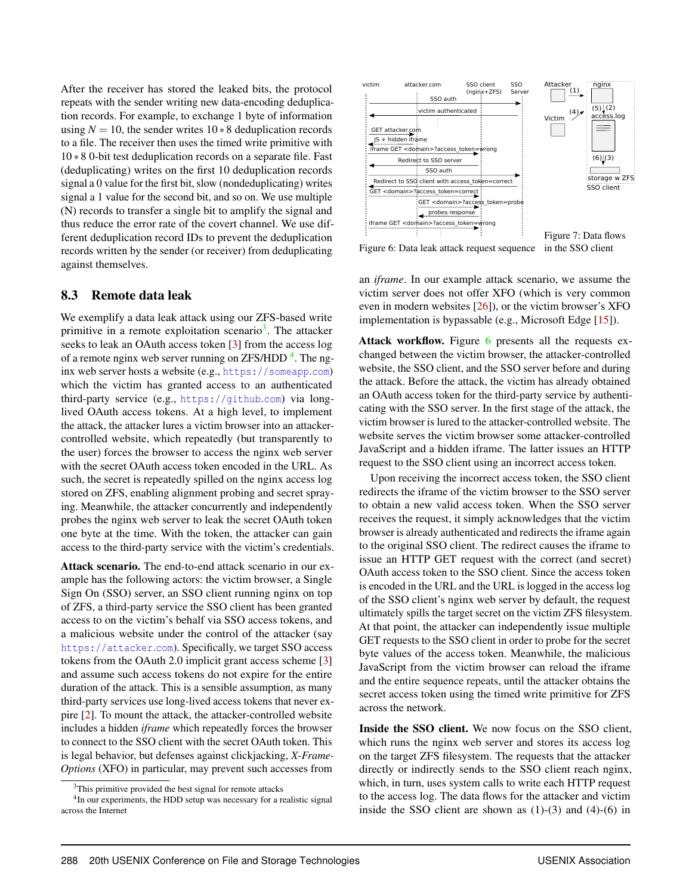After the receiver has stored the leaked bits, the protocol repeats with the sender writing new data-encoding deduplication records. For example, to exchange 1 byte of information using $N = 10$, the sender writes $10 * 8$ deduplication records to a file. The receiver then uses the timed write primitive with $10 * 8$ 0-bit test deduplication records on a separate file. Fast (deduplicating) writes on the first 10 deduplication records signal a 0 value for the first bit, slow (nondeduplicating) writes signal a 1 value for the second bit, and so on. We use multiple (N) records to transfer a single bit to amplify the signal and thus reduce the error rate of the covert channel. We use different deduplication record IDs to prevent the deduplication records written by the sender (or receiver) from deduplicating against themselves.

## 8.3 Remote data leak

We exemplify a data leak attack using our ZFS-based write primitive in a remote exploitation scenario[3]. The attacker seeks to leak an OAuth access token [3] from the access log of a remote nginx web server running on ZFS/HDD [4]. The nginx web server hosts a website (e.g., https://someapp.com) which the victim has granted access to an authenticated third-party service (e.g., https://github.com) via long-lived OAuth access tokens. At a high level, to implement the attack, the attacker lures a victim browser into an attacker-controlled website, which repeatedly (but transparently to the user) forces the browser to access the nginx web server with the secret OAuth access token encoded in the URL. As such, the secret is repeatedly spilled on the nginx access log stored on ZFS, enabling alignment probing and secret spraying. Meanwhile, the attacker concurrently and independently probes the nginx web server to leak the secret OAuth token one byte at the time. With the token, the attacker can gain access to the third-party service with the victim's credentials.

**Attack scenario.** The end-to-end attack scenario in our example has the following actors: the victim browser, a Single Sign On (SSO) server, an SSO client running nginx on top of ZFS, a third-party service the SSO client has been granted access to on the victim's behalf via SSO access tokens, and a malicious website under the control of the attacker (say https://attacker.com). Specifically, we target SSO access tokens from the OAuth 2.0 implicit grant access scheme [3] and assume such access tokens do not expire for the entire duration of the attack. This is a sensible assumption, as many third-party services use long-lived access tokens that never expire [2]. To mount the attack, the attacker-controlled website includes a hidden *iframe* which repeatedly forces the browser to connect to the SSO client with the secret OAuth token. This is legal behavior, but defenses against clickjacking, *X-Frame-Options* (XFO) in particular, may prevent such accesses from an *iframe*. In our example attack scenario, we assume the victim server does not offer XFO (which is very common even in modern websites [26]), or the victim browser's XFO implementation is bypassable (e.g., Microsoft Edge [15]).

[3]This primitive provided the best signal for remote attacks

[4]In our experiments, the HDD setup was necessary for a realistic signal across the Internet

Figure 6: Data leak attack request sequence

Figure 7: Data flows in the SSO client

**Attack workflow.** Figure 6 presents all the requests exchanged between the victim browser, the attacker-controlled website, the SSO client, and the SSO server before and during the attack. Before the attack, the victim has already obtained an OAuth access token for the third-party service by authenticating with the SSO server. In the first stage of the attack, the victim browser is lured to the attacker-controlled website. The website serves the victim browser some attacker-controlled JavaScript and a hidden iframe. The latter issues an HTTP request to the SSO client using an incorrect access token.

Upon receiving the incorrect access token, the SSO client redirects the iframe of the victim browser to the SSO server to obtain a new valid access token. When the SSO server receives the request, it simply acknowledges that the victim browser is already authenticated and redirects the iframe again to the original SSO client. The redirect causes the iframe to issue an HTTP GET request with the correct (and secret) OAuth access token to the SSO client. Since the access token is encoded in the URL and the URL is logged in the access log of the SSO client's nginx web server by default, the request ultimately spills the target secret on the victim ZFS filesystem. At that point, the attacker can independently issue multiple GET requests to the SSO client in order to probe for the secret byte values of the access token. Meanwhile, the malicious JavaScript from the victim browser can reload the iframe and the entire sequence repeats, until the attacker obtains the secret access token using the timed write primitive for ZFS across the network.

**Inside the SSO client.** We now focus on the SSO client, which runs the nginx web server and stores its access log on the target ZFS filesystem. The requests that the attacker directly or indirectly sends to the SSO client reach nginx, which, in turn, uses system calls to write each HTTP request to the access log. The data flows for the attacker and victim inside the SSO client are shown as (1)-(3) and (4)-(6) in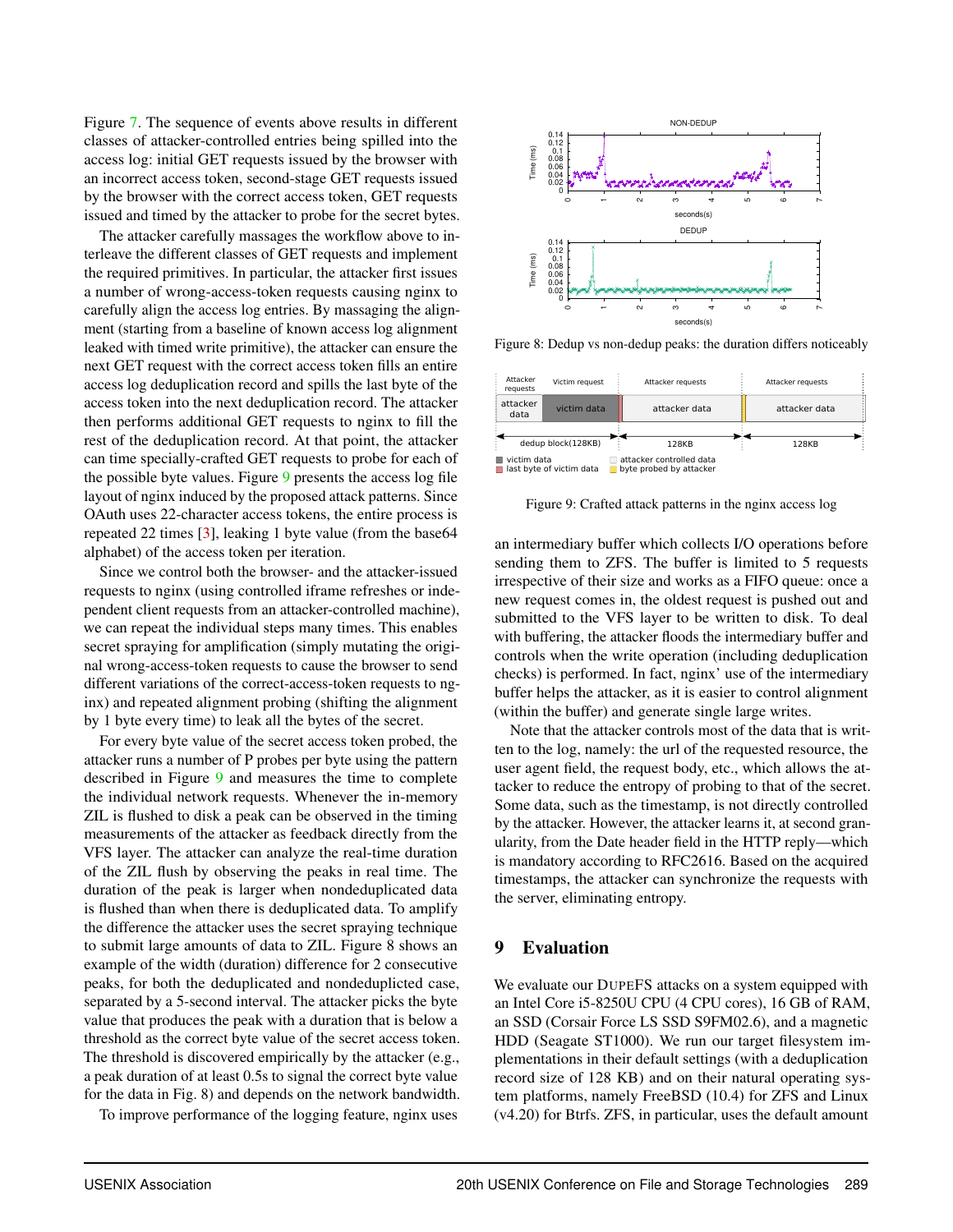Figure 7. The sequence of events above results in different classes of attacker-controlled entries being spilled into the access log: initial GET requests issued by the browser with an incorrect access token, second-stage GET requests issued by the browser with the correct access token, GET requests issued and timed by the attacker to probe for the secret bytes.

The attacker carefully massages the workflow above to interleave the different classes of GET requests and implement the required primitives. In particular, the attacker first issues a number of wrong-access-token requests causing nginx to carefully align the access log entries. By massaging the alignment (starting from a baseline of known access log alignment leaked with timed write primitive), the attacker can ensure the next GET request with the correct access token fills an entire access log deduplication record and spills the last byte of the access token into the next deduplication record. The attacker then performs additional GET requests to nginx to fill the rest of the deduplication record. At that point, the attacker can time specially-crafted GET requests to probe for each of the possible byte values. Figure 9 presents the access log file layout of nginx induced by the proposed attack patterns. Since OAuth uses 22-character access tokens, the entire process is repeated 22 times [3], leaking 1 byte value (from the base64 alphabet) of the access token per iteration.

Since we control both the browser- and the attacker-issued requests to nginx (using controlled iframe refreshes or independent client requests from an attacker-controlled machine), we can repeat the individual steps many times. This enables secret spraying for amplification (simply mutating the original wrong-access-token requests to cause the browser to send different variations of the correct-access-token requests to nginx) and repeated alignment probing (shifting the alignment by 1 byte every time) to leak all the bytes of the secret.

For every byte value of the secret access token probed, the attacker runs a number of P probes per byte using the pattern described in Figure 9 and measures the time to complete the individual network requests. Whenever the in-memory ZIL is flushed to disk a peak can be observed in the timing measurements of the attacker as feedback directly from the VFS layer. The attacker can analyze the real-time duration of the ZIL flush by observing the peaks in real time. The duration of the peak is larger when nondeduplicated data is flushed than when there is deduplicated data. To amplify the difference the attacker uses the secret spraying technique to submit large amounts of data to ZIL. Figure 8 shows an example of the width (duration) difference for 2 consecutive peaks, for both the deduplicated and nondeduplicted case, separated by a 5-second interval. The attacker picks the byte value that produces the peak with a duration that is below a threshold as the correct byte value of the secret access token. The threshold is discovered empirically by the attacker (e.g., a peak duration of at least 0.5s to signal the correct byte value for the data in Fig. 8) and depends on the network bandwidth.

To improve performance of the logging feature, nginx uses an intermediary buffer which collects I/O operations before sending them to ZFS. The buffer is limited to 5 requests irrespective of their size and works as a FIFO queue: once a new request comes in, the oldest request is pushed out and submitted to the VFS layer to be written to disk. To deal with buffering, the attacker floods the intermediary buffer and controls when the write operation (including deduplication checks) is performed. In fact, nginx' use of the intermediary buffer helps the attacker, as it is easier to control alignment (within the buffer) and generate single large writes.

Figure 8: Dedup vs non-dedup peaks: the duration differs noticeably

Figure 9: Crafted attack patterns in the nginx access log

Note that the attacker controls most of the data that is written to the log, namely: the url of the requested resource, the user agent field, the request body, etc., which allows the attacker to reduce the entropy of probing to that of the secret. Some data, such as the timestamp, is not directly controlled by the attacker. However, the attacker learns it, at second granularity, from the Date header field in the HTTP reply—which is mandatory according to RFC2616. Based on the acquired timestamps, the attacker can synchronize the requests with the server, eliminating entropy.

## 9 Evaluation

We evaluate our DUPEFS attacks on a system equipped with an Intel Core i5-8250U CPU (4 CPU cores), 16 GB of RAM, an SSD (Corsair Force LS SSD S9FM02.6), and a magnetic HDD (Seagate ST1000). We run our target filesystem implementations in their default settings (with a deduplication record size of 128 KB) and on their natural operating system platforms, namely FreeBSD (10.4) for ZFS and Linux (v4.20) for Btrfs. ZFS, in particular, uses the default amount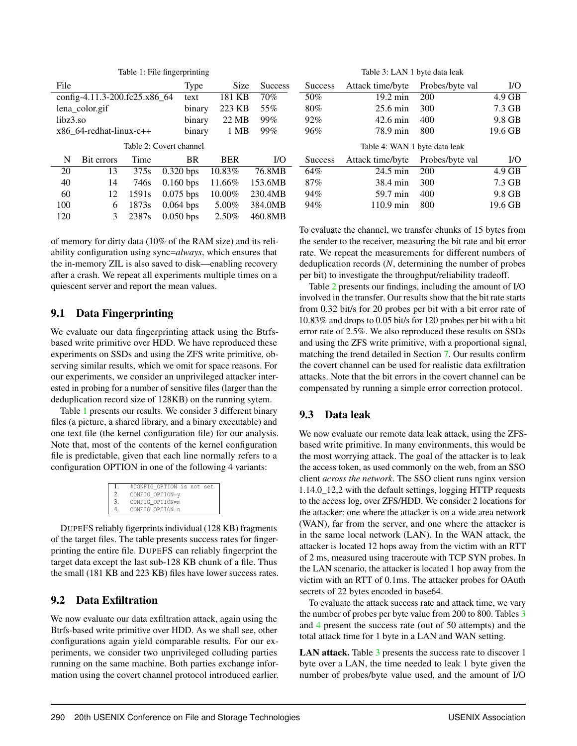Table 1: File fingerprinting

| File | Type | Size | Success |
|---|---|---|---|
| config-4.11.3-200.fc25.x86_64 | text | 181 KB | 70% |
| lena_color.gif | binary | 223 KB | 55% |
| libz3.so | binary | 22 MB | 99% |
| x86_64-redhat-linux-c++ | binary | 1 MB | 99% |

Table 2: Covert channel

| N | Bit errors | Time | BR | BER | I/O |
|---|---|---|---|---|---|
| 20 | 13 | 375s | 0.320 bps | 10.83% | 76.8MB |
| 40 | 14 | 746s | 0.160 bps | 11.66% | 153.6MB |
| 60 | 12 | 1591s | 0.075 bps | 10.00% | 230.4MB |
| 100 | 6 | 1873s | 0.064 bps | 5.00% | 384.0MB |
| 120 | 3 | 2387s | 0.050 bps | 2.50% | 460.8MB |

Table 3: LAN 1 byte data leak

| Success | Attack time/byte | Probes/byte val | I/O |
|---|---|---|---|
| 50% | 19.2 min | 200 | 4.9 GB |
| 80% | 25.6 min | 300 | 7.3 GB |
| 92% | 42.6 min | 400 | 9.8 GB |
| 96% | 78.9 min | 800 | 19.6 GB |

Table 4: WAN 1 byte data leak

| Success | Attack time/byte | Probes/byte val | I/O |
|---|---|---|---|
| 64% | 24.5 min | 200 | 4.9 GB |
| 87% | 38.4 min | 300 | 7.3 GB |
| 94% | 59.7 min | 400 | 9.8 GB |
| 94% | 110.9 min | 800 | 19.6 GB |

of memory for dirty data (10% of the RAM size) and its reliability configuration using sync=*always*, which ensures that the in-memory ZIL is also saved to disk—enabling recovery after a crash. We repeat all experiments multiple times on a quiescent server and report the mean values.

## 9.1 Data Fingerprinting

We evaluate our data fingerprinting attack using the Btrfs-based write primitive over HDD. We have reproduced these experiments on SSDs and using the ZFS write primitive, observing similar results, which we omit for space reasons. For our experiments, we consider an unprivileged attacker interested in probing for a number of sensitive files (larger than the deduplication record size of 128KB) on the running sytem.

Table 1 presents our results. We consider 3 different binary files (a picture, a shared library, and a binary executable) and one text file (the kernel configuration file) for our analysis. Note that, most of the contents of the kernel configuration file is predictable, given that each line normally refers to a configuration OPTION in one of the following 4 variants:

```
1.  #CONFIG_OPTION is not set
2.  CONFIG_OPTION=y
3.  CONFIG_OPTION=m
4.  CONFIG_OPTION=n
```

DUPEFS reliably figerprints individual (128 KB) fragments of the target files. The table presents success rates for fingerprinting the entire file. DUPEFS can reliably fingerprint the target data except the last sub-128 KB chunk of a file. Thus the small (181 KB and 223 KB) files have lower success rates.

## 9.2 Data Exfiltration

We now evaluate our data exfiltration attack, again using the Btrfs-based write primitive over HDD. As we shall see, other configurations again yield comparable results. For our experiments, we consider two unprivileged colluding parties running on the same machine. Both parties exchange information using the covert channel protocol introduced earlier. To evaluate the channel, we transfer chunks of 15 bytes from the sender to the receiver, measuring the bit rate and bit error rate. We repeat the measurements for different numbers of deduplication records (*N*, determining the number of probes per bit) to investigate the throughput/reliability tradeoff.

Table 2 presents our findings, including the amount of I/O involved in the transfer. Our results show that the bit rate starts from 0.32 bit/s for 20 probes per bit with a bit error rate of 10.83% and drops to 0.05 bit/s for 120 probes per bit with a bit error rate of 2.5%. We also reproduced these results on SSDs and using the ZFS write primitive, with a proportional signal, matching the trend detailed in Section 7. Our results confirm the covert channel can be used for realistic data exfiltration attacks. Note that the bit errors in the covert channel can be compensated by running a simple error correction protocol.

## 9.3 Data leak

We now evaluate our remote data leak attack, using the ZFS-based write primitive. In many environments, this would be the most worrying attack. The goal of the attacker is to leak the access token, as used commonly on the web, from an SSO client *across the network*. The SSO client runs nginx version 1.14.0_12,2 with the default settings, logging HTTP requests to the access log, over ZFS/HDD. We consider 2 locations for the attacker: one where the attacker is on a wide area network (WAN), far from the server, and one where the attacker is in the same local network (LAN). In the WAN attack, the attacker is located 12 hops away from the victim with an RTT of 2 ms, measured using traceroute with TCP SYN probes. In the LAN scenario, the attacker is located 1 hop away from the victim with an RTT of 0.1ms. The attacker probes for OAuth secrets of 22 bytes encoded in base64.

To evaluate the attack success rate and attack time, we vary the number of probes per byte value from 200 to 800. Tables 3 and 4 present the success rate (out of 50 attempts) and the total attack time for 1 byte in a LAN and WAN setting.

**LAN attack.** Table 3 presents the success rate to discover 1 byte over a LAN, the time needed to leak 1 byte given the number of probes/byte value used, and the amount of I/O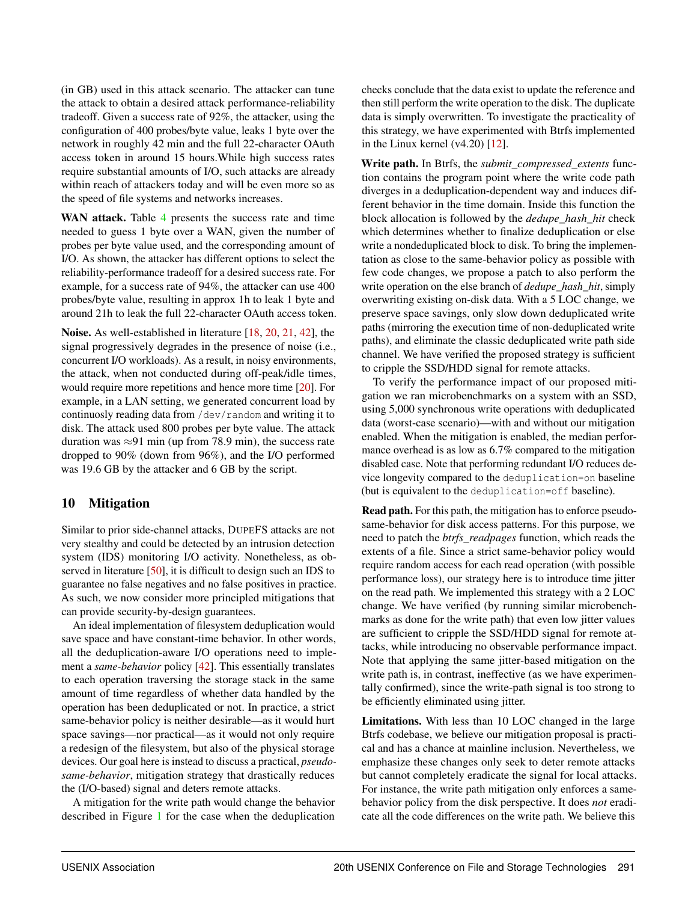(in GB) used in this attack scenario. The attacker can tune the attack to obtain a desired attack performance-reliability tradeoff. Given a success rate of 92%, the attacker, using the configuration of 400 probes/byte value, leaks 1 byte over the network in roughly 42 min and the full 22-character OAuth access token in around 15 hours.While high success rates require substantial amounts of I/O, such attacks are already within reach of attackers today and will be even more so as the speed of file systems and networks increases.

**WAN attack.** Table 4 presents the success rate and time needed to guess 1 byte over a WAN, given the number of probes per byte value used, and the corresponding amount of I/O. As shown, the attacker has different options to select the reliability-performance tradeoff for a desired success rate. For example, for a success rate of 94%, the attacker can use 400 probes/byte value, resulting in approx 1h to leak 1 byte and around 21h to leak the full 22-character OAuth access token.

**Noise.** As well-established in literature [18, 20, 21, 42], the signal progressively degrades in the presence of noise (i.e., concurrent I/O workloads). As a result, in noisy environments, the attack, when not conducted during off-peak/idle times, would require more repetitions and hence more time [20]. For example, in a LAN setting, we generated concurrent load by continously reading data from `/dev/random` and writing it to disk. The attack used 800 probes per byte value. The attack duration was ≈91 min (up from 78.9 min), the success rate dropped to 90% (down from 96%), and the I/O performed was 19.6 GB by the attacker and 6 GB by the script.

## 10 Mitigation

Similar to prior side-channel attacks, DupeFS attacks are not very stealthy and could be detected by an intrusion detection system (IDS) monitoring I/O activity. Nonetheless, as observed in literature [50], it is difficult to design such an IDS to guarantee no false negatives and no false positives in practice. As such, we now consider more principled mitigations that can provide security-by-design guarantees.

An ideal implementation of filesystem deduplication would save space and have constant-time behavior. In other words, all the deduplication-aware I/O operations need to implement a *same-behavior* policy [42]. This essentially translates to each operation traversing the storage stack in the same amount of time regardless of whether data handled by the operation has been deduplicated or not. In practice, a strict same-behavior policy is neither desirable—as it would hurt space savings—nor practical—as it would not only require a redesign of the filesystem, but also of the physical storage devices. Our goal here is instead to discuss a practical, *pseudo-same-behavior*, mitigation strategy that drastically reduces the (I/O-based) signal and deters remote attacks.

A mitigation for the write path would change the behavior described in Figure 1 for the case when the deduplication checks conclude that the data exist to update the reference and then still perform the write operation to the disk. The duplicate data is simply overwritten. To investigate the practicality of this strategy, we have experimented with Btrfs implemented in the Linux kernel (v4.20) [12].

**Write path.** In Btrfs, the *submit_compressed_extents* function contains the program point where the write code path diverges in a deduplication-dependent way and induces different behavior in the time domain. Inside this function the block allocation is followed by the *dedupe_hash_hit* check which determines whether to finalize deduplication or else write a nondeduplicated block to disk. To bring the implementation as close to the same-behavior policy as possible with few code changes, we propose a patch to also perform the write operation on the else branch of *dedupe_hash_hit*, simply overwriting existing on-disk data. With a 5 LOC change, we preserve space savings, only slow down deduplicated write paths (mirroring the execution time of non-deduplicated write paths), and eliminate the classic deduplicated write path side channel. We have verified the proposed strategy is sufficient to cripple the SSD/HDD signal for remote attacks.

To verify the performance impact of our proposed mitigation we ran microbenchmarks on a system with an SSD, using 5,000 synchronous write operations with deduplicated data (worst-case scenario)—with and without our mitigation enabled. When the mitigation is enabled, the median performance overhead is as low as 6.7% compared to the mitigation disabled case. Note that performing redundant I/O reduces device longevity compared to the `deduplication=on` baseline (but is equivalent to the `deduplication=off` baseline).

**Read path.** For this path, the mitigation has to enforce pseudo-same-behavior for disk access patterns. For this purpose, we need to patch the *btrfs_readpages* function, which reads the extents of a file. Since a strict same-behavior policy would require random access for each read operation (with possible performance loss), our strategy here is to introduce time jitter on the read path. We implemented this strategy with a 2 LOC change. We have verified (by running similar microbenchmarks as done for the write path) that even low jitter values are sufficient to cripple the SSD/HDD signal for remote attacks, while introducing no observable performance impact. Note that applying the same jitter-based mitigation on the write path is, in contrast, ineffective (as we have experimentally confirmed), since the write-path signal is too strong to be efficiently eliminated using jitter.

**Limitations.** With less than 10 LOC changed in the large Btrfs codebase, we believe our mitigation proposal is practical and has a chance at mainline inclusion. Nevertheless, we emphasize these changes only seek to deter remote attacks but cannot completely eradicate the signal for local attacks. For instance, the write path mitigation only enforces a same-behavior policy from the disk perspective. It does *not* eradicate all the code differences on the write path. We believe this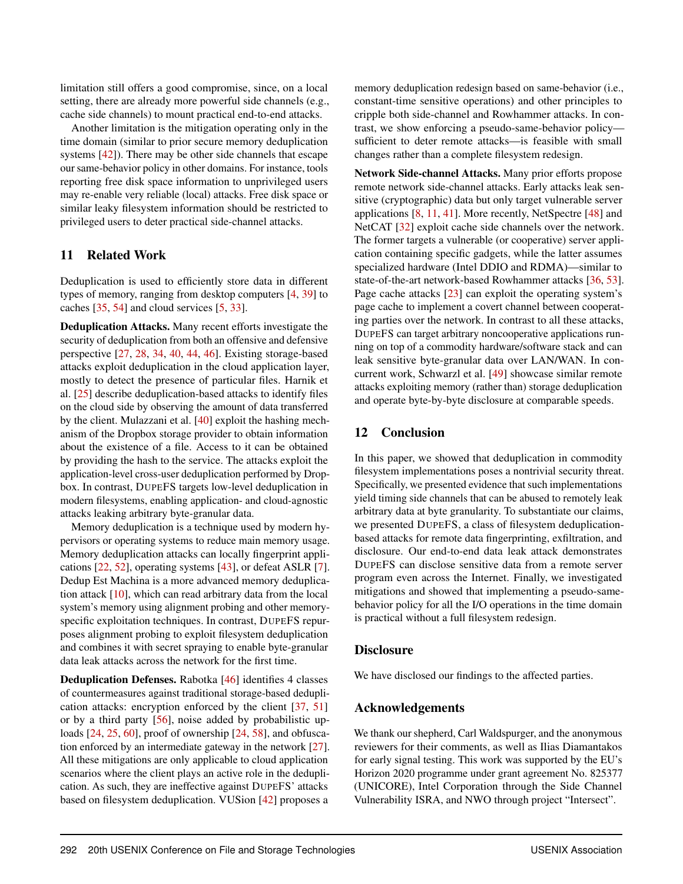limitation still offers a good compromise, since, on a local setting, there are already more powerful side channels (e.g., cache side channels) to mount practical end-to-end attacks.

Another limitation is the mitigation operating only in the time domain (similar to prior secure memory deduplication systems [42]). There may be other side channels that escape our same-behavior policy in other domains. For instance, tools reporting free disk space information to unprivileged users may re-enable very reliable (local) attacks. Free disk space or similar leaky filesystem information should be restricted to privileged users to deter practical side-channel attacks.

## 11 Related Work

Deduplication is used to efficiently store data in different types of memory, ranging from desktop computers [4, 39] to caches [35, 54] and cloud services [5, 33].

**Deduplication Attacks.** Many recent efforts investigate the security of deduplication from both an offensive and defensive perspective [27, 28, 34, 40, 44, 46]. Existing storage-based attacks exploit deduplication in the cloud application layer, mostly to detect the presence of particular files. Harnik et al. [25] describe deduplication-based attacks to identify files on the cloud side by observing the amount of data transferred by the client. Mulazzani et al. [40] exploit the hashing mechanism of the Dropbox storage provider to obtain information about the existence of a file. Access to it can be obtained by providing the hash to the service. The attacks exploit the application-level cross-user deduplication performed by Dropbox. In contrast, DUPEFS targets low-level deduplication in modern filesystems, enabling application- and cloud-agnostic attacks leaking arbitrary byte-granular data.

Memory deduplication is a technique used by modern hypervisors or operating systems to reduce main memory usage. Memory deduplication attacks can locally fingerprint applications [22, 52], operating systems [43], or defeat ASLR [7]. Dedup Est Machina is a more advanced memory deduplication attack [10], which can read arbitrary data from the local system's memory using alignment probing and other memory-specific exploitation techniques. In contrast, DUPEFS repurposes alignment probing to exploit filesystem deduplication and combines it with secret spraying to enable byte-granular data leak attacks across the network for the first time.

**Deduplication Defenses.** Rabotka [46] identifies 4 classes of countermeasures against traditional storage-based deduplication attacks: encryption enforced by the client [37, 51] or by a third party [56], noise added by probabilistic uploads [24, 25, 60], proof of ownership [24, 58], and obfuscation enforced by an intermediate gateway in the network [27]. All these mitigations are only applicable to cloud application scenarios where the client plays an active role in the deduplication. As such, they are ineffective against DUPEFS' attacks based on filesystem deduplication. VUSion [42] proposes a memory deduplication redesign based on same-behavior (i.e., constant-time sensitive operations) and other principles to cripple both side-channel and Rowhammer attacks. In contrast, we show enforcing a pseudo-same-behavior policy—sufficient to deter remote attacks—is feasible with small changes rather than a complete filesystem redesign.

**Network Side-channel Attacks.** Many prior efforts propose remote network side-channel attacks. Early attacks leak sensitive (cryptographic) data but only target vulnerable server applications [8, 11, 41]. More recently, NetSpectre [48] and NetCAT [32] exploit cache side channels over the network. The former targets a vulnerable (or cooperative) server application containing specific gadgets, while the latter assumes specialized hardware (Intel DDIO and RDMA)—similar to state-of-the-art network-based Rowhammer attacks [36, 53]. Page cache attacks [23] can exploit the operating system's page cache to implement a covert channel between cooperating parties over the network. In contrast to all these attacks, DUPEFS can target arbitrary noncooperative applications running on top of a commodity hardware/software stack and can leak sensitive byte-granular data over LAN/WAN. In concurrent work, Schwarzl et al. [49] showcase similar remote attacks exploiting memory (rather than) storage deduplication and operate byte-by-byte disclosure at comparable speeds.

## 12 Conclusion

In this paper, we showed that deduplication in commodity filesystem implementations poses a nontrivial security threat. Specifically, we presented evidence that such implementations yield timing side channels that can be abused to remotely leak arbitrary data at byte granularity. To substantiate our claims, we presented DUPEFS, a class of filesystem deduplication-based attacks for remote data fingerprinting, exfiltration, and disclosure. Our end-to-end data leak attack demonstrates DUPEFS can disclose sensitive data from a remote server program even across the Internet. Finally, we investigated mitigations and showed that implementing a pseudo-same-behavior policy for all the I/O operations in the time domain is practical without a full filesystem redesign.

## Disclosure

We have disclosed our findings to the affected parties.

## Acknowledgements

We thank our shepherd, Carl Waldspurger, and the anonymous reviewers for their comments, as well as Ilias Diamantakos for early signal testing. This work was supported by the EU's Horizon 2020 programme under grant agreement No. 825377 (UNICORE), Intel Corporation through the Side Channel Vulnerability ISRA, and NWO through project "Intersect".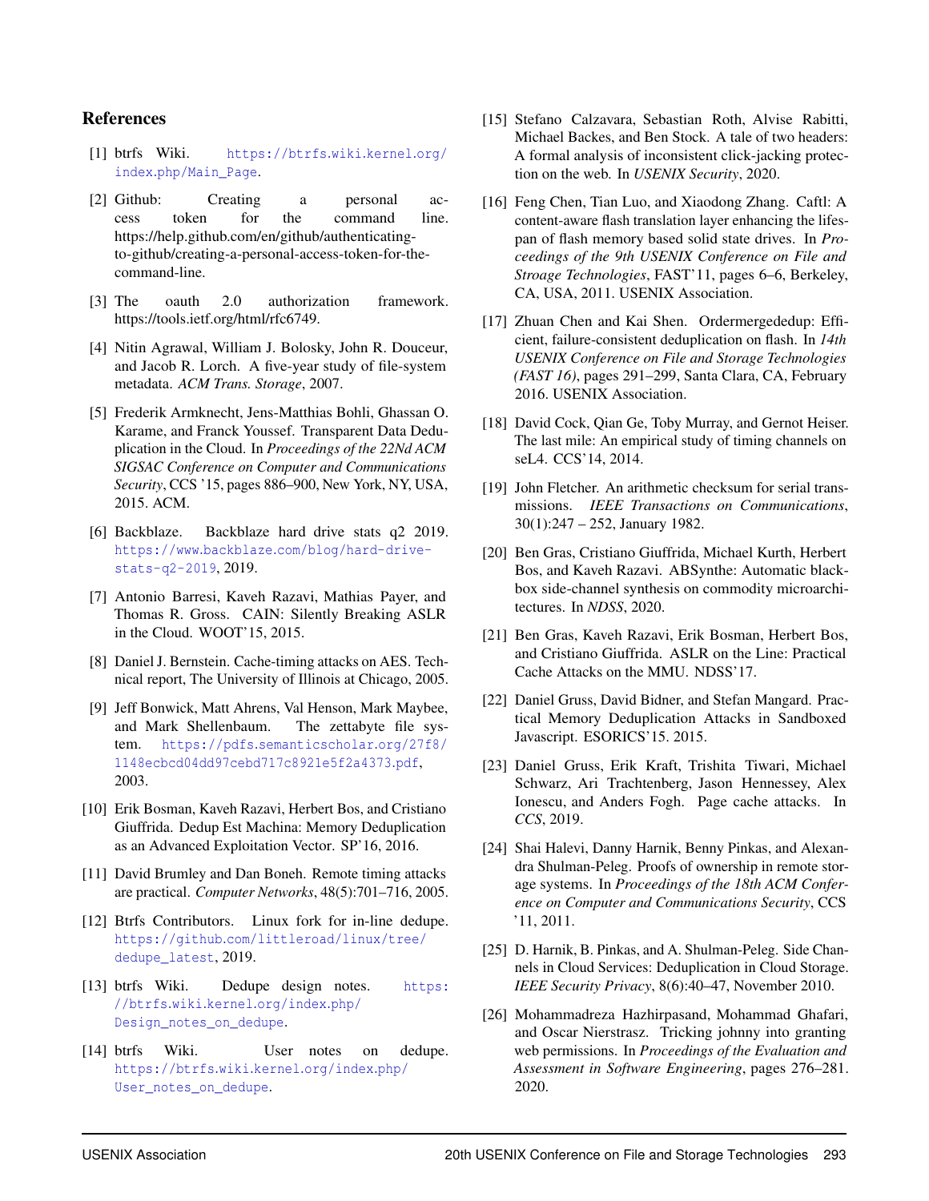## References

[1] btrfs Wiki. https://btrfs.wiki.kernel.org/index.php/Main_Page.

[2] Github: Creating a personal access token for the command line. https://help.github.com/en/github/authenticating-to-github/creating-a-personal-access-token-for-the-command-line.

[3] The oauth 2.0 authorization framework. https://tools.ietf.org/html/rfc6749.

[4] Nitin Agrawal, William J. Bolosky, John R. Douceur, and Jacob R. Lorch. A five-year study of file-system metadata. *ACM Trans. Storage*, 2007.

[5] Frederik Armknecht, Jens-Matthias Bohli, Ghassan O. Karame, and Franck Youssef. Transparent Data Deduplication in the Cloud. In *Proceedings of the 22Nd ACM SIGSAC Conference on Computer and Communications Security*, CCS '15, pages 886–900, New York, NY, USA, 2015. ACM.

[6] Backblaze. Backblaze hard drive stats q2 2019. https://www.backblaze.com/blog/hard-drive-stats-q2-2019, 2019.

[7] Antonio Barresi, Kaveh Razavi, Mathias Payer, and Thomas R. Gross. CAIN: Silently Breaking ASLR in the Cloud. WOOT'15, 2015.

[8] Daniel J. Bernstein. Cache-timing attacks on AES. Technical report, The University of Illinois at Chicago, 2005.

[9] Jeff Bonwick, Matt Ahrens, Val Henson, Mark Maybee, and Mark Shellenbaum. The zettabyte file system. https://pdfs.semanticscholar.org/27f8/1148ecbcd04dd97cebd717c8921e5f2a4373.pdf, 2003.

[10] Erik Bosman, Kaveh Razavi, Herbert Bos, and Cristiano Giuffrida. Dedup Est Machina: Memory Deduplication as an Advanced Exploitation Vector. SP'16, 2016.

[11] David Brumley and Dan Boneh. Remote timing attacks are practical. *Computer Networks*, 48(5):701–716, 2005.

[12] Btrfs Contributors. Linux fork for in-line dedupe. https://github.com/littleroad/linux/tree/dedupe_latest, 2019.

[13] btrfs Wiki. Dedupe design notes. https://btrfs.wiki.kernel.org/index.php/Design_notes_on_dedupe.

[14] btrfs Wiki. User notes on dedupe. https://btrfs.wiki.kernel.org/index.php/User_notes_on_dedupe.

[15] Stefano Calzavara, Sebastian Roth, Alvise Rabitti, Michael Backes, and Ben Stock. A tale of two headers: A formal analysis of inconsistent click-jacking protection on the web. In *USENIX Security*, 2020.

[16] Feng Chen, Tian Luo, and Xiaodong Zhang. Caftl: A content-aware flash translation layer enhancing the lifespan of flash memory based solid state drives. In *Proceedings of the 9th USENIX Conference on File and Stroage Technologies*, FAST'11, pages 6–6, Berkeley, CA, USA, 2011. USENIX Association.

[17] Zhuan Chen and Kai Shen. Ordermergededup: Efficient, failure-consistent deduplication on flash. In *14th USENIX Conference on File and Storage Technologies (FAST 16)*, pages 291–299, Santa Clara, CA, February 2016. USENIX Association.

[18] David Cock, Qian Ge, Toby Murray, and Gernot Heiser. The last mile: An empirical study of timing channels on seL4. CCS'14, 2014.

[19] John Fletcher. An arithmetic checksum for serial transmissions. *IEEE Transactions on Communications*, 30(1):247 – 252, January 1982.

[20] Ben Gras, Cristiano Giuffrida, Michael Kurth, Herbert Bos, and Kaveh Razavi. ABSynthe: Automatic blackbox side-channel synthesis on commodity microarchitectures. In *NDSS*, 2020.

[21] Ben Gras, Kaveh Razavi, Erik Bosman, Herbert Bos, and Cristiano Giuffrida. ASLR on the Line: Practical Cache Attacks on the MMU. NDSS'17.

[22] Daniel Gruss, David Bidner, and Stefan Mangard. Practical Memory Deduplication Attacks in Sandboxed Javascript. ESORICS'15. 2015.

[23] Daniel Gruss, Erik Kraft, Trishita Tiwari, Michael Schwarz, Ari Trachtenberg, Jason Hennessey, Alex Ionescu, and Anders Fogh. Page cache attacks. In *CCS*, 2019.

[24] Shai Halevi, Danny Harnik, Benny Pinkas, and Alexandra Shulman-Peleg. Proofs of ownership in remote storage systems. In *Proceedings of the 18th ACM Conference on Computer and Communications Security*, CCS '11, 2011.

[25] D. Harnik, B. Pinkas, and A. Shulman-Peleg. Side Channels in Cloud Services: Deduplication in Cloud Storage. *IEEE Security Privacy*, 8(6):40–47, November 2010.

[26] Mohammadreza Hazhirpasand, Mohammad Ghafari, and Oscar Nierstrasz. Tricking johnny into granting web permissions. In *Proceedings of the Evaluation and Assessment in Software Engineering*, pages 276–281. 2020.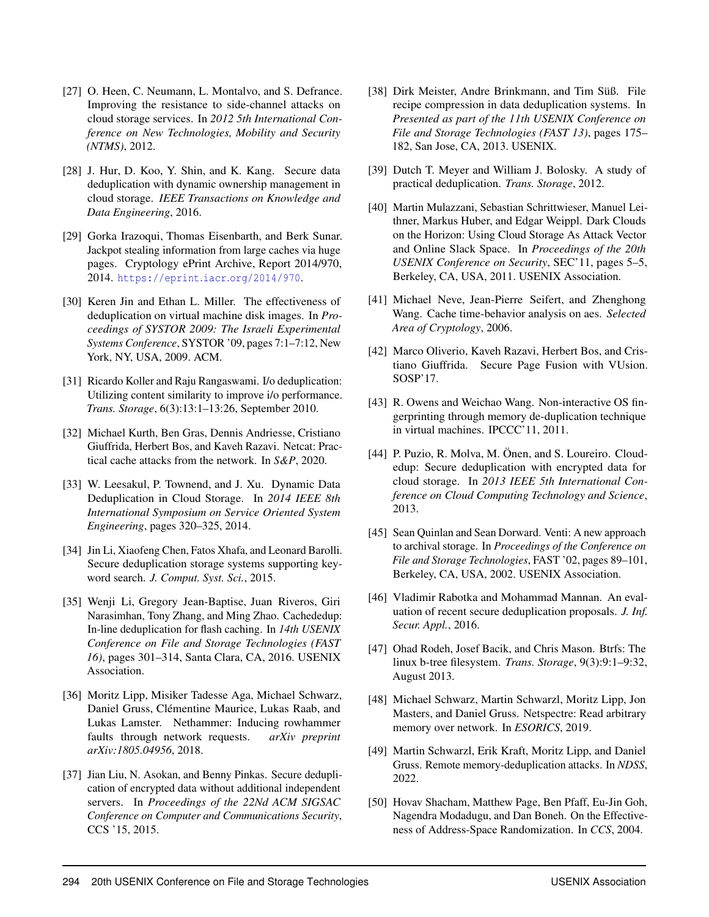[27] O. Heen, C. Neumann, L. Montalvo, and S. Defrance. Improving the resistance to side-channel attacks on cloud storage services. In *2012 5th International Conference on New Technologies, Mobility and Security (NTMS)*, 2012.

[28] J. Hur, D. Koo, Y. Shin, and K. Kang. Secure data deduplication with dynamic ownership management in cloud storage. *IEEE Transactions on Knowledge and Data Engineering*, 2016.

[29] Gorka Irazoqui, Thomas Eisenbarth, and Berk Sunar. Jackpot stealing information from large caches via huge pages. Cryptology ePrint Archive, Report 2014/970, 2014. https://eprint.iacr.org/2014/970.

[30] Keren Jin and Ethan L. Miller. The effectiveness of deduplication on virtual machine disk images. In *Proceedings of SYSTOR 2009: The Israeli Experimental Systems Conference*, SYSTOR '09, pages 7:1–7:12, New York, NY, USA, 2009. ACM.

[31] Ricardo Koller and Raju Rangaswami. I/o deduplication: Utilizing content similarity to improve i/o performance. *Trans. Storage*, 6(3):13:1–13:26, September 2010.

[32] Michael Kurth, Ben Gras, Dennis Andriesse, Cristiano Giuffrida, Herbert Bos, and Kaveh Razavi. Netcat: Practical cache attacks from the network. In *S&P*, 2020.

[33] W. Leesakul, P. Townend, and J. Xu. Dynamic Data Deduplication in Cloud Storage. In *2014 IEEE 8th International Symposium on Service Oriented System Engineering*, pages 320–325, 2014.

[34] Jin Li, Xiaofeng Chen, Fatos Xhafa, and Leonard Barolli. Secure deduplication storage systems supporting keyword search. *J. Comput. Syst. Sci.*, 2015.

[35] Wenji Li, Gregory Jean-Baptise, Juan Riveros, Giri Narasimhan, Tony Zhang, and Ming Zhao. Cachededup: In-line deduplication for flash caching. In *14th USENIX Conference on File and Storage Technologies (FAST 16)*, pages 301–314, Santa Clara, CA, 2016. USENIX Association.

[36] Moritz Lipp, Misiker Tadesse Aga, Michael Schwarz, Daniel Gruss, Clémentine Maurice, Lukas Raab, and Lukas Lamster. Nethammer: Inducing rowhammer faults through network requests. *arXiv preprint arXiv:1805.04956*, 2018.

[37] Jian Liu, N. Asokan, and Benny Pinkas. Secure deduplication of encrypted data without additional independent servers. In *Proceedings of the 22Nd ACM SIGSAC Conference on Computer and Communications Security*, CCS '15, 2015.

[38] Dirk Meister, Andre Brinkmann, and Tim Süß. File recipe compression in data deduplication systems. In *Presented as part of the 11th USENIX Conference on File and Storage Technologies (FAST 13)*, pages 175–182, San Jose, CA, 2013. USENIX.

[39] Dutch T. Meyer and William J. Bolosky. A study of practical deduplication. *Trans. Storage*, 2012.

[40] Martin Mulazzani, Sebastian Schrittwieser, Manuel Leithner, Markus Huber, and Edgar Weippl. Dark Clouds on the Horizon: Using Cloud Storage As Attack Vector and Online Slack Space. In *Proceedings of the 20th USENIX Conference on Security*, SEC'11, pages 5–5, Berkeley, CA, USA, 2011. USENIX Association.

[41] Michael Neve, Jean-Pierre Seifert, and Zhenghong Wang. Cache time-behavior analysis on aes. *Selected Area of Cryptology*, 2006.

[42] Marco Oliverio, Kaveh Razavi, Herbert Bos, and Cristiano Giuffrida. Secure Page Fusion with VUsion. SOSP'17.

[43] R. Owens and Weichao Wang. Non-interactive OS fingerprinting through memory de-duplication technique in virtual machines. IPCCC'11, 2011.

[44] P. Puzio, R. Molva, M. Önen, and S. Loureiro. Cloudedup: Secure deduplication with encrypted data for cloud storage. In *2013 IEEE 5th International Conference on Cloud Computing Technology and Science*, 2013.

[45] Sean Quinlan and Sean Dorward. Venti: A new approach to archival storage. In *Proceedings of the Conference on File and Storage Technologies*, FAST '02, pages 89–101, Berkeley, CA, USA, 2002. USENIX Association.

[46] Vladimir Rabotka and Mohammad Mannan. An evaluation of recent secure deduplication proposals. *J. Inf. Secur. Appl.*, 2016.

[47] Ohad Rodeh, Josef Bacik, and Chris Mason. Btrfs: The linux b-tree filesystem. *Trans. Storage*, 9(3):9:1–9:32, August 2013.

[48] Michael Schwarz, Martin Schwarzl, Moritz Lipp, Jon Masters, and Daniel Gruss. Netspectre: Read arbitrary memory over network. In *ESORICS*, 2019.

[49] Martin Schwarzl, Erik Kraft, Moritz Lipp, and Daniel Gruss. Remote memory-deduplication attacks. In *NDSS*, 2022.

[50] Hovav Shacham, Matthew Page, Ben Pfaff, Eu-Jin Goh, Nagendra Modadugu, and Dan Boneh. On the Effectiveness of Address-Space Randomization. In *CCS*, 2004.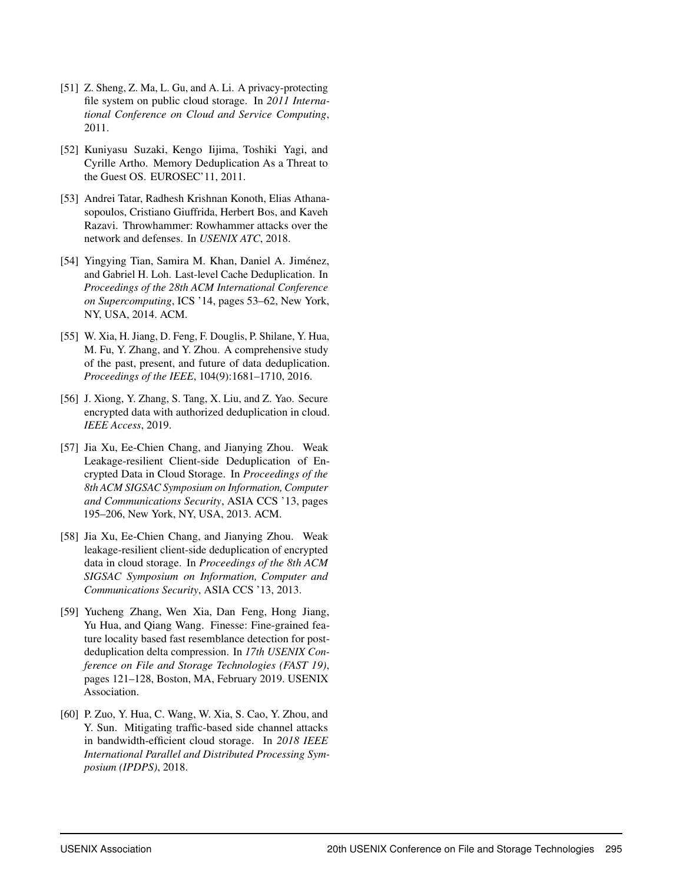[51] Z. Sheng, Z. Ma, L. Gu, and A. Li. A privacy-protecting file system on public cloud storage. In *2011 International Conference on Cloud and Service Computing*, 2011.

[52] Kuniyasu Suzaki, Kengo Iijima, Toshiki Yagi, and Cyrille Artho. Memory Deduplication As a Threat to the Guest OS. EUROSEC'11, 2011.

[53] Andrei Tatar, Radhesh Krishnan Konoth, Elias Athanasopoulos, Cristiano Giuffrida, Herbert Bos, and Kaveh Razavi. Throwhammer: Rowhammer attacks over the network and defenses. In *USENIX ATC*, 2018.

[54] Yingying Tian, Samira M. Khan, Daniel A. Jiménez, and Gabriel H. Loh. Last-level Cache Deduplication. In *Proceedings of the 28th ACM International Conference on Supercomputing*, ICS '14, pages 53–62, New York, NY, USA, 2014. ACM.

[55] W. Xia, H. Jiang, D. Feng, F. Douglis, P. Shilane, Y. Hua, M. Fu, Y. Zhang, and Y. Zhou. A comprehensive study of the past, present, and future of data deduplication. *Proceedings of the IEEE*, 104(9):1681–1710, 2016.

[56] J. Xiong, Y. Zhang, S. Tang, X. Liu, and Z. Yao. Secure encrypted data with authorized deduplication in cloud. *IEEE Access*, 2019.

[57] Jia Xu, Ee-Chien Chang, and Jianying Zhou. Weak Leakage-resilient Client-side Deduplication of Encrypted Data in Cloud Storage. In *Proceedings of the 8th ACM SIGSAC Symposium on Information, Computer and Communications Security*, ASIA CCS '13, pages 195–206, New York, NY, USA, 2013. ACM.

[58] Jia Xu, Ee-Chien Chang, and Jianying Zhou. Weak leakage-resilient client-side deduplication of encrypted data in cloud storage. In *Proceedings of the 8th ACM SIGSAC Symposium on Information, Computer and Communications Security*, ASIA CCS '13, 2013.

[59] Yucheng Zhang, Wen Xia, Dan Feng, Hong Jiang, Yu Hua, and Qiang Wang. Finesse: Fine-grained feature locality based fast resemblance detection for post-deduplication delta compression. In *17th USENIX Conference on File and Storage Technologies (FAST 19)*, pages 121–128, Boston, MA, February 2019. USENIX Association.

[60] P. Zuo, Y. Hua, C. Wang, W. Xia, S. Cao, Y. Zhou, and Y. Sun. Mitigating traffic-based side channel attacks in bandwidth-efficient cloud storage. In *2018 IEEE International Parallel and Distributed Processing Symposium (IPDPS)*, 2018.